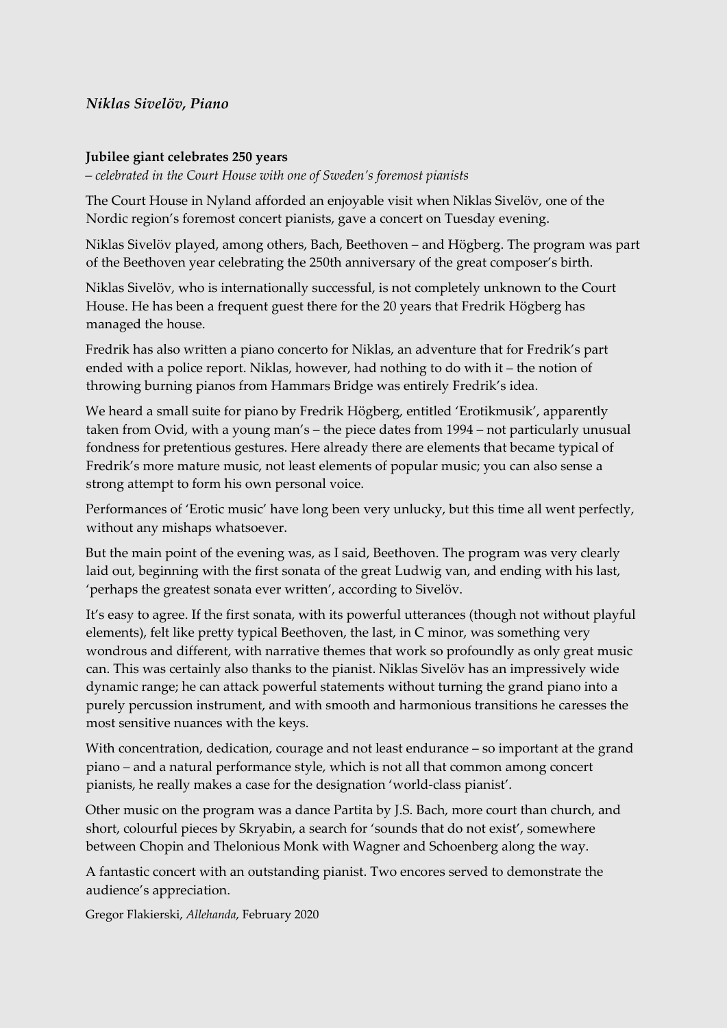*Niklas Sivelöv, Piano*

**Jubilee giant celebrates 250 years**

*– celebrated in the Court House with one of Sweden's foremost pianists*

The Court House in Nyland afforded an enjoyable visit when Niklas Sivelöv, one of the Nordic region's foremost concert pianists, gave a concert on Tuesday evening.

Niklas Sivelöv played, among others, Bach, Beethoven – and Högberg. The program was part of the Beethoven year celebrating the 250th anniversary of the great composer's birth.

Niklas Sivelöv, who is internationally successful, is not completely unknown to the Court House. He has been a frequent guest there for the 20 years that Fredrik Högberg has managed the house.

Fredrik has also written a piano concerto for Niklas, an adventure that for Fredrik's part ended with a police report. Niklas, however, had nothing to do with it – the notion of throwing burning pianos from Hammars Bridge was entirely Fredrik's idea.

We heard a small suite for piano by Fredrik Högberg, entitled 'Erotikmusik', apparently taken from Ovid, with a young man's – the piece dates from 1994 – not particularly unusual fondness for pretentious gestures. Here already there are elements that became typical of Fredrik's more mature music, not least elements of popular music; you can also sense a strong attempt to form his own personal voice.

Performances of 'Erotic music' have long been very unlucky, but this time all went perfectly, without any mishaps whatsoever.

But the main point of the evening was, as I said, Beethoven. The program was very clearly laid out, beginning with the first sonata of the great Ludwig van, and ending with his last, 'perhaps the greatest sonata ever written', according to Sivelöv.

It's easy to agree. If the first sonata, with its powerful utterances (though not without playful elements), felt like pretty typical Beethoven, the last, in C minor, was something very wondrous and different, with narrative themes that work so profoundly as only great music can. This was certainly also thanks to the pianist. Niklas Sivelöv has an impressively wide dynamic range; he can attack powerful statements without turning the grand piano into a purely percussion instrument, and with smooth and harmonious transitions he caresses the most sensitive nuances with the keys.

With concentration, dedication, courage and not least endurance – so important at the grand piano – and a natural performance style, which is not all that common among concert pianists, he really makes a case for the designation 'world-class pianist'.

Other music on the program was a dance Partita by J.S. Bach, more court than church, and short, colourful pieces by Skryabin, a search for 'sounds that do not exist', somewhere between Chopin and Thelonious Monk with Wagner and Schoenberg along the way.

A fantastic concert with an outstanding pianist. Two encores served to demonstrate the audience's appreciation.

Gregor Flakierski, *Allehanda*, February 2020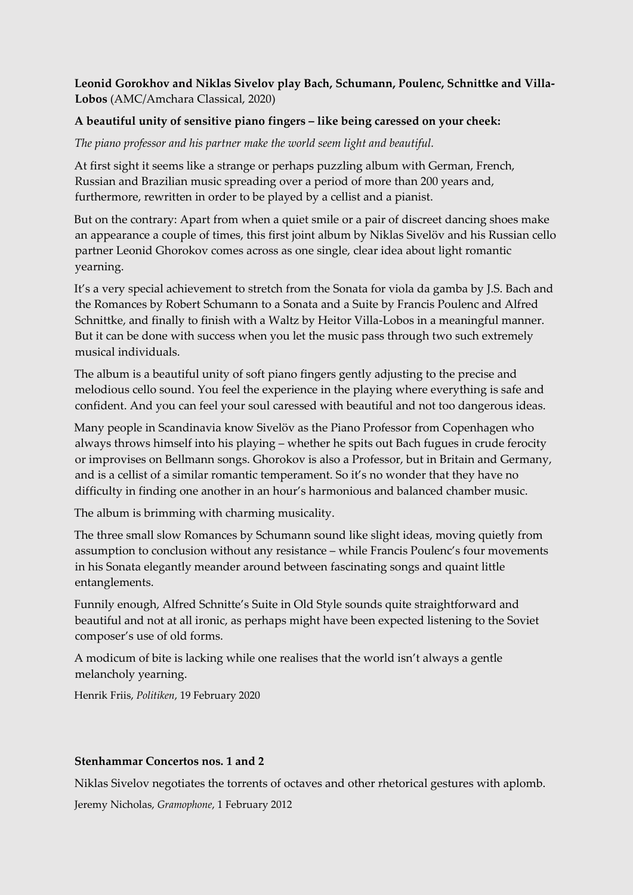**Leonid Gorokhov and Niklas Sivelov play Bach, Schumann, Poulenc, Schnittke and Villa-Lobos** (AMC/Amchara Classical, 2020)

**A beautiful unity of sensitive piano fingers – like being caressed on your cheek:**

*The piano professor and his partner make the world seem light and beautiful.*

At first sight it seems like a strange or perhaps puzzling album with German, French, Russian and Brazilian music spreading over a period of more than 200 years and, furthermore, rewritten in order to be played by a cellist and a pianist.

But on the contrary: Apart from when a quiet smile or a pair of discreet dancing shoes make an appearance a couple of times, this first joint album by Niklas Sivelöv and his Russian cello partner Leonid Ghorokov comes across as one single, clear idea about light romantic yearning.

It's a very special achievement to stretch from the Sonata for viola da gamba by J.S. Bach and the Romances by Robert Schumann to a Sonata and a Suite by Francis Poulenc and Alfred Schnittke, and finally to finish with a Waltz by Heitor Villa-Lobos in a meaningful manner. But it can be done with success when you let the music pass through two such extremely musical individuals.

The album is a beautiful unity of soft piano fingers gently adjusting to the precise and melodious cello sound. You feel the experience in the playing where everything is safe and confident. And you can feel your soul caressed with beautiful and not too dangerous ideas.

Many people in Scandinavia know Sivelöv as the Piano Professor from Copenhagen who always throws himself into his playing – whether he spits out Bach fugues in crude ferocity or improvises on Bellmann songs. Ghorokov is also a Professor, but in Britain and Germany, and is a cellist of a similar romantic temperament. So it's no wonder that they have no difficulty in finding one another in an hour's harmonious and balanced chamber music.

The album is brimming with charming musicality.

The three small slow Romances by Schumann sound like slight ideas, moving quietly from assumption to conclusion without any resistance – while Francis Poulenc's four movements in his Sonata elegantly meander around between fascinating songs and quaint little entanglements.

Funnily enough, Alfred Schnitte's Suite in Old Style sounds quite straightforward and beautiful and not at all ironic, as perhaps might have been expected listening to the Soviet composer's use of old forms.

A modicum of bite is lacking while one realises that the world isn't always a gentle melancholy yearning.

Henrik Friis, *Politiken*, 19 February 2020

**Stenhammar Concertos nos. 1 and 2**

Niklas Sivelov negotiates the torrents of octaves and other rhetorical gestures with aplomb.

Jeremy Nicholas, *Gramophone*, 1 February 2012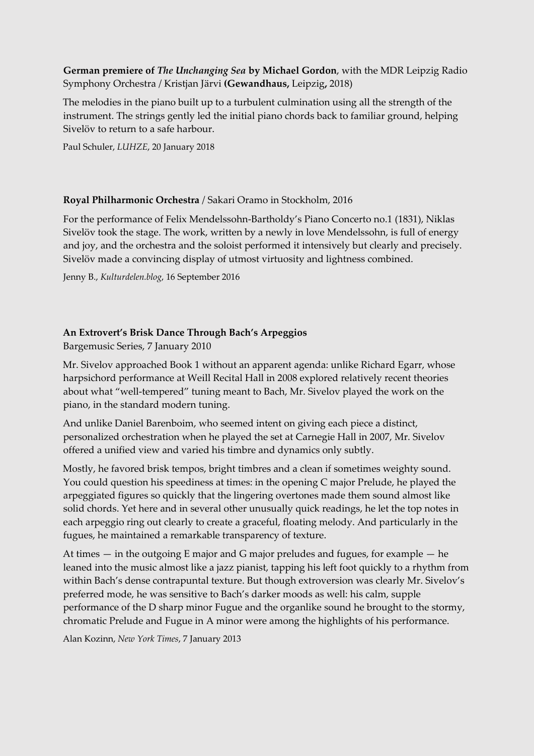**German premiere of *The Unchanging Sea* by Michael Gordon**, with the MDR Leipzig Radio Symphony Orchestra / Kristjan Järvi **(Gewandhaus,** Leipzig**,** 2018)

The melodies in the piano built up to a turbulent culmination using all the strength of the instrument. The strings gently led the initial piano chords back to familiar ground, helping Sivelöv to return to a safe harbour.

Paul Schuler, *LUHZE*, 20 January 2018

**Royal Philharmonic Orchestra** / Sakari Oramo in Stockholm, 2016

For the performance of Felix Mendelssohn-Bartholdy's Piano Concerto no.1 (1831), Niklas Sivelöv took the stage. The work, written by a newly in love Mendelssohn, is full of energy and joy, and the orchestra and the soloist performed it intensively but clearly and precisely. Sivelöv made a convincing display of utmost virtuosity and lightness combined.

Jenny B., *Kulturdelen.blog*, 16 September 2016

**An Extrovert's Brisk Dance Through Bach's Arpeggios**
Bargemusic Series, 7 January 2010

Mr. Sivelov approached Book 1 without an apparent agenda: unlike Richard Egarr, whose harpsichord performance at Weill Recital Hall in 2008 explored relatively recent theories about what "well-tempered" tuning meant to Bach, Mr. Sivelov played the work on the piano, in the standard modern tuning.

And unlike Daniel Barenboim, who seemed intent on giving each piece a distinct, personalized orchestration when he played the set at Carnegie Hall in 2007, Mr. Sivelov offered a unified view and varied his timbre and dynamics only subtly.

Mostly, he favored brisk tempos, bright timbres and a clean if sometimes weighty sound. You could question his speediness at times: in the opening C major Prelude, he played the arpeggiated figures so quickly that the lingering overtones made them sound almost like solid chords. Yet here and in several other unusually quick readings, he let the top notes in each arpeggio ring out clearly to create a graceful, floating melody. And particularly in the fugues, he maintained a remarkable transparency of texture.

At times — in the outgoing E major and G major preludes and fugues, for example — he leaned into the music almost like a jazz pianist, tapping his left foot quickly to a rhythm from within Bach's dense contrapuntal texture. But though extroversion was clearly Mr. Sivelov's preferred mode, he was sensitive to Bach's darker moods as well: his calm, supple performance of the D sharp minor Fugue and the organlike sound he brought to the stormy, chromatic Prelude and Fugue in A minor were among the highlights of his performance.

Alan Kozinn, *New York Times*, 7 January 2013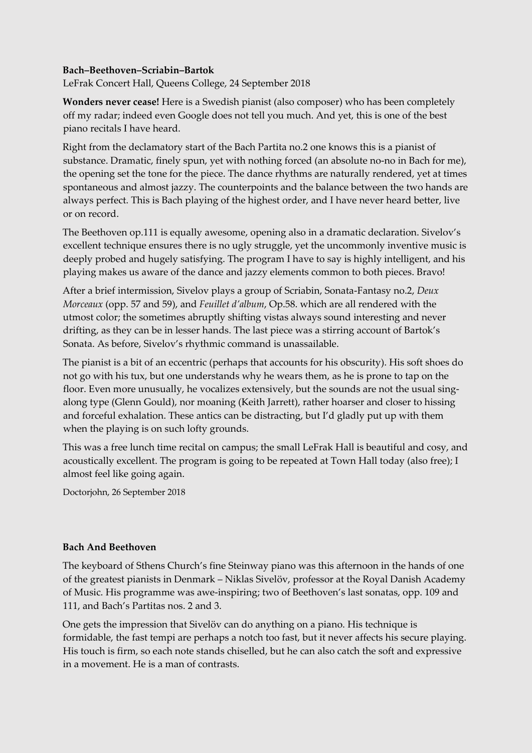**Bach–Beethoven–Scriabin–Bartok**

LeFrak Concert Hall, Queens College, 24 September 2018

**Wonders never cease!** Here is a Swedish pianist (also composer) who has been completely off my radar; indeed even Google does not tell you much. And yet, this is one of the best piano recitals I have heard.

Right from the declamatory start of the Bach Partita no.2 one knows this is a pianist of substance. Dramatic, finely spun, yet with nothing forced (an absolute no-no in Bach for me), the opening set the tone for the piece. The dance rhythms are naturally rendered, yet at times spontaneous and almost jazzy. The counterpoints and the balance between the two hands are always perfect. This is Bach playing of the highest order, and I have never heard better, live or on record.

The Beethoven op.111 is equally awesome, opening also in a dramatic declaration. Sivelov's excellent technique ensures there is no ugly struggle, yet the uncommonly inventive music is deeply probed and hugely satisfying. The program I have to say is highly intelligent, and his playing makes us aware of the dance and jazzy elements common to both pieces. Bravo!

After a brief intermission, Sivelov plays a group of Scriabin, Sonata-Fantasy no.2, *Deux Morceaux* (opp. 57 and 59), and *Feuillet d'album*, Op.58. which are all rendered with the utmost color; the sometimes abruptly shifting vistas always sound interesting and never drifting, as they can be in lesser hands. The last piece was a stirring account of Bartok's Sonata. As before, Sivelov's rhythmic command is unassailable.

The pianist is a bit of an eccentric (perhaps that accounts for his obscurity). His soft shoes do not go with his tux, but one understands why he wears them, as he is prone to tap on the floor. Even more unusually, he vocalizes extensively, but the sounds are not the usual sing-along type (Glenn Gould), nor moaning (Keith Jarrett), rather hoarser and closer to hissing and forceful exhalation. These antics can be distracting, but I'd gladly put up with them when the playing is on such lofty grounds.

This was a free lunch time recital on campus; the small LeFrak Hall is beautiful and cosy, and acoustically excellent. The program is going to be repeated at Town Hall today (also free); I almost feel like going again.

Doctorjohn, 26 September 2018

**Bach And Beethoven**

The keyboard of Sthens Church's fine Steinway piano was this afternoon in the hands of one of the greatest pianists in Denmark – Niklas Sivelöv, professor at the Royal Danish Academy of Music. His programme was awe-inspiring; two of Beethoven's last sonatas, opp. 109 and 111, and Bach's Partitas nos. 2 and 3.

One gets the impression that Sivelöv can do anything on a piano. His technique is formidable, the fast tempi are perhaps a notch too fast, but it never affects his secure playing. His touch is firm, so each note stands chiselled, but he can also catch the soft and expressive in a movement. He is a man of contrasts.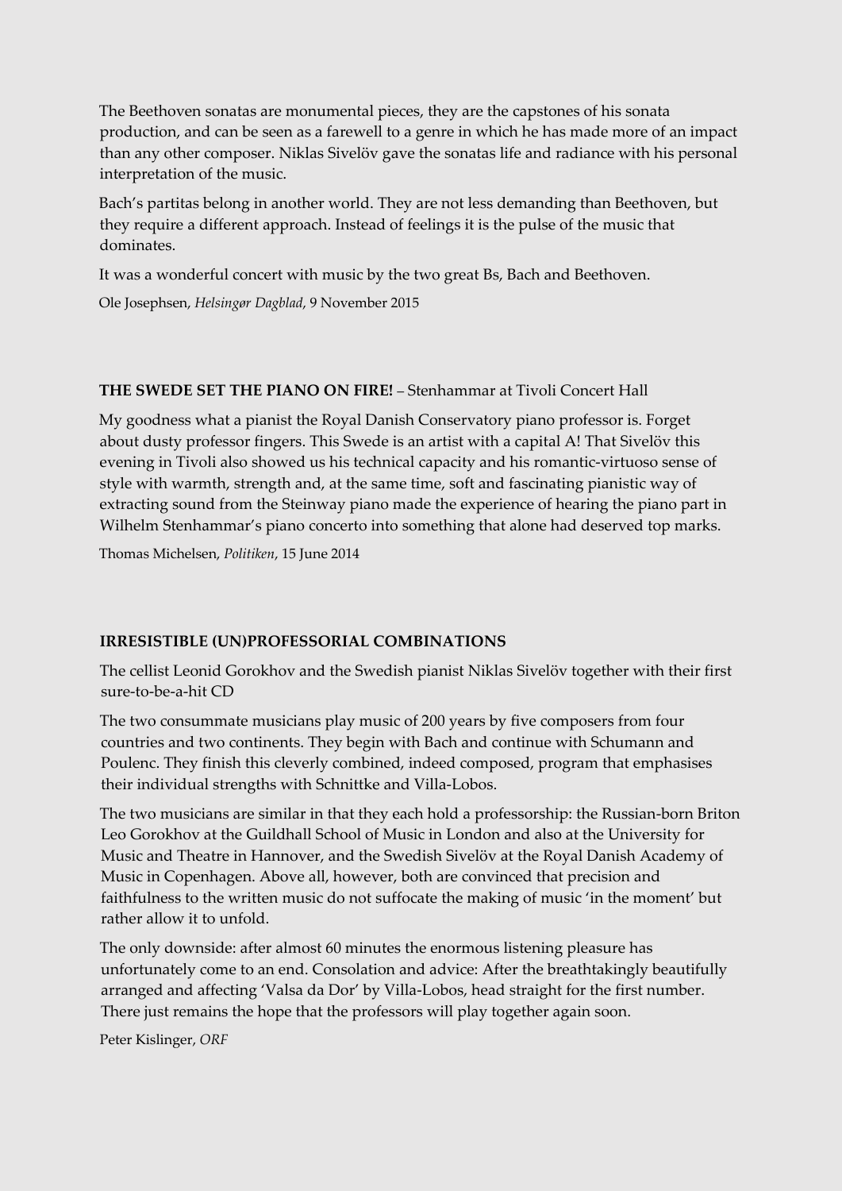The Beethoven sonatas are monumental pieces, they are the capstones of his sonata production, and can be seen as a farewell to a genre in which he has made more of an impact than any other composer. Niklas Sivelöv gave the sonatas life and radiance with his personal interpretation of the music.

Bach's partitas belong in another world. They are not less demanding than Beethoven, but they require a different approach. Instead of feelings it is the pulse of the music that dominates.

It was a wonderful concert with music by the two great Bs, Bach and Beethoven.

Ole Josephsen, *Helsingør Dagblad*, 9 November 2015

**THE SWEDE SET THE PIANO ON FIRE!** – Stenhammar at Tivoli Concert Hall

My goodness what a pianist the Royal Danish Conservatory piano professor is. Forget about dusty professor fingers. This Swede is an artist with a capital A! That Sivelöv this evening in Tivoli also showed us his technical capacity and his romantic-virtuoso sense of style with warmth, strength and, at the same time, soft and fascinating pianistic way of extracting sound from the Steinway piano made the experience of hearing the piano part in Wilhelm Stenhammar's piano concerto into something that alone had deserved top marks.

Thomas Michelsen, *Politiken*, 15 June 2014

**IRRESISTIBLE (UN)PROFESSORIAL COMBINATIONS**

The cellist Leonid Gorokhov and the Swedish pianist Niklas Sivelöv together with their first sure-to-be-a-hit CD

The two consummate musicians play music of 200 years by five composers from four countries and two continents. They begin with Bach and continue with Schumann and Poulenc. They finish this cleverly combined, indeed composed, program that emphasises their individual strengths with Schnittke and Villa-Lobos.

The two musicians are similar in that they each hold a professorship: the Russian-born Briton Leo Gorokhov at the Guildhall School of Music in London and also at the University for Music and Theatre in Hannover, and the Swedish Sivelöv at the Royal Danish Academy of Music in Copenhagen. Above all, however, both are convinced that precision and faithfulness to the written music do not suffocate the making of music 'in the moment' but rather allow it to unfold.

The only downside: after almost 60 minutes the enormous listening pleasure has unfortunately come to an end. Consolation and advice: After the breathtakingly beautifully arranged and affecting 'Valsa da Dor' by Villa-Lobos, head straight for the first number. There just remains the hope that the professors will play together again soon.

Peter Kislinger, *ORF*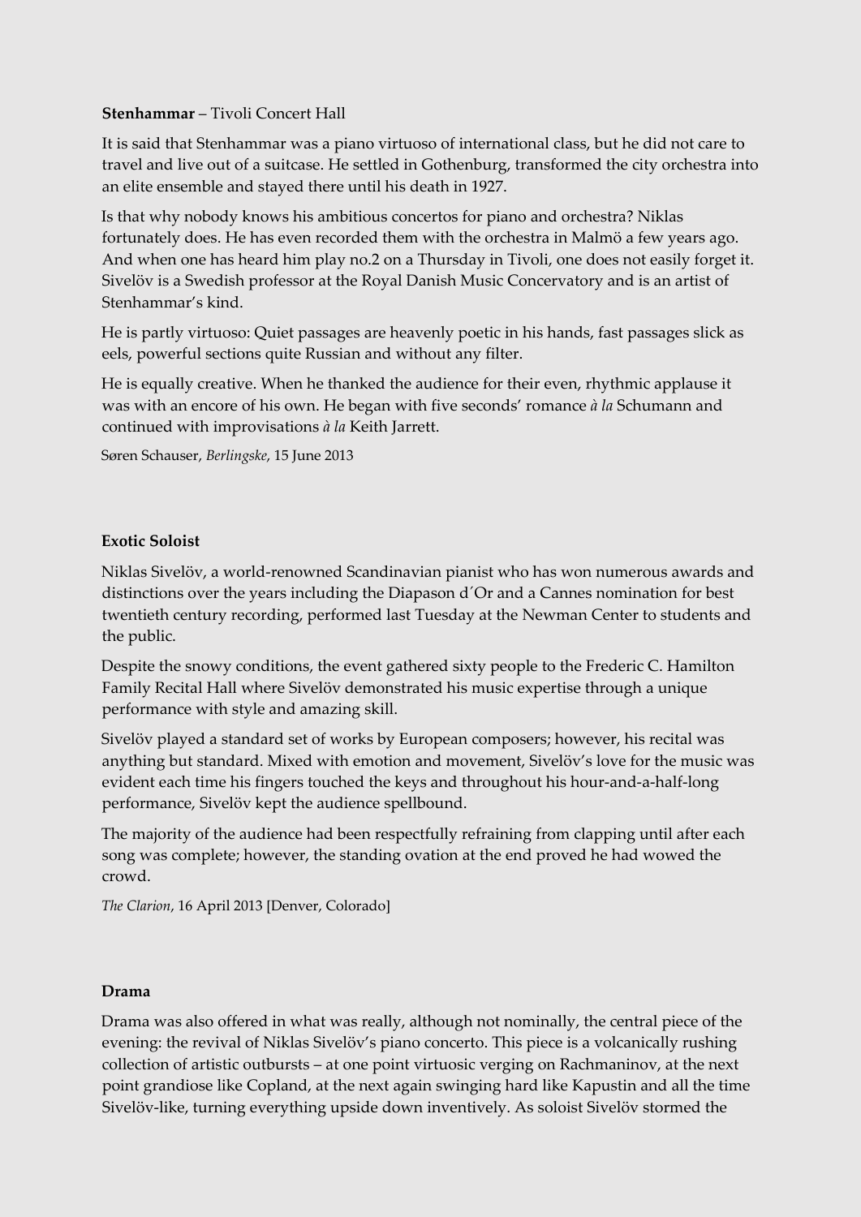**Stenhammar** – Tivoli Concert Hall

It is said that Stenhammar was a piano virtuoso of international class, but he did not care to travel and live out of a suitcase. He settled in Gothenburg, transformed the city orchestra into an elite ensemble and stayed there until his death in 1927.

Is that why nobody knows his ambitious concertos for piano and orchestra? Niklas fortunately does. He has even recorded them with the orchestra in Malmö a few years ago. And when one has heard him play no.2 on a Thursday in Tivoli, one does not easily forget it. Sivelöv is a Swedish professor at the Royal Danish Music Concervatory and is an artist of Stenhammar's kind.

He is partly virtuoso: Quiet passages are heavenly poetic in his hands, fast passages slick as eels, powerful sections quite Russian and without any filter.

He is equally creative. When he thanked the audience for their even, rhythmic applause it was with an encore of his own. He began with five seconds' romance *à la* Schumann and continued with improvisations *à la* Keith Jarrett.

Søren Schauser, *Berlingske*, 15 June 2013

**Exotic Soloist**

Niklas Sivelöv, a world-renowned Scandinavian pianist who has won numerous awards and distinctions over the years including the Diapason d´Or and a Cannes nomination for best twentieth century recording, performed last Tuesday at the Newman Center to students and the public.

Despite the snowy conditions, the event gathered sixty people to the Frederic C. Hamilton Family Recital Hall where Sivelöv demonstrated his music expertise through a unique performance with style and amazing skill.

Sivelöv played a standard set of works by European composers; however, his recital was anything but standard. Mixed with emotion and movement, Sivelöv's love for the music was evident each time his fingers touched the keys and throughout his hour-and-a-half-long performance, Sivelöv kept the audience spellbound.

The majority of the audience had been respectfully refraining from clapping until after each song was complete; however, the standing ovation at the end proved he had wowed the crowd.

*The Clarion*, 16 April 2013 [Denver, Colorado]

**Drama**

Drama was also offered in what was really, although not nominally, the central piece of the evening: the revival of Niklas Sivelöv's piano concerto. This piece is a volcanically rushing collection of artistic outbursts – at one point virtuosic verging on Rachmaninov, at the next point grandiose like Copland, at the next again swinging hard like Kapustin and all the time Sivelöv-like, turning everything upside down inventively. As soloist Sivelöv stormed the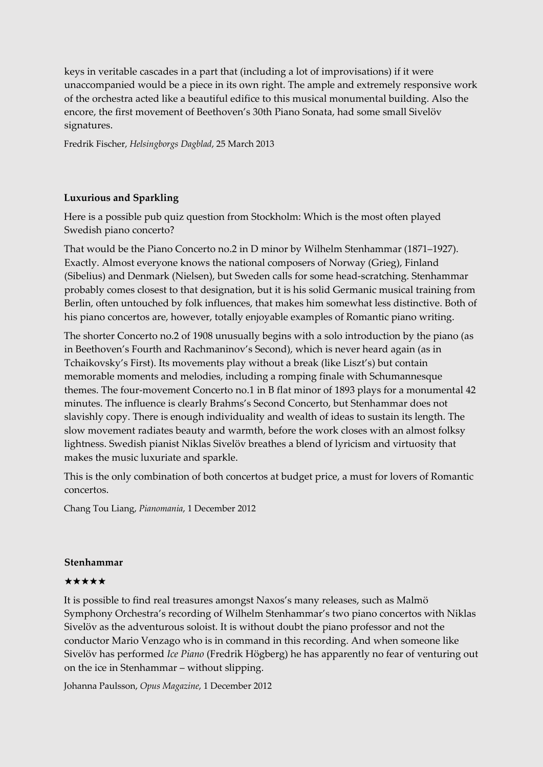keys in veritable cascades in a part that (including a lot of improvisations) if it were unaccompanied would be a piece in its own right. The ample and extremely responsive work of the orchestra acted like a beautiful edifice to this musical monumental building. Also the encore, the first movement of Beethoven's 30th Piano Sonata, had some small Sivelöv signatures.

Fredrik Fischer, *Helsingborgs Dagblad*, 25 March 2013

**Luxurious and Sparkling**

Here is a possible pub quiz question from Stockholm: Which is the most often played Swedish piano concerto?

That would be the Piano Concerto no.2 in D minor by Wilhelm Stenhammar (1871–1927). Exactly. Almost everyone knows the national composers of Norway (Grieg), Finland (Sibelius) and Denmark (Nielsen), but Sweden calls for some head-scratching. Stenhammar probably comes closest to that designation, but it is his solid Germanic musical training from Berlin, often untouched by folk influences, that makes him somewhat less distinctive. Both of his piano concertos are, however, totally enjoyable examples of Romantic piano writing.

The shorter Concerto no.2 of 1908 unusually begins with a solo introduction by the piano (as in Beethoven's Fourth and Rachmaninov's Second), which is never heard again (as in Tchaikovsky's First). Its movements play without a break (like Liszt's) but contain memorable moments and melodies, including a romping finale with Schumannesque themes. The four-movement Concerto no.1 in B flat minor of 1893 plays for a monumental 42 minutes. The influence is clearly Brahms's Second Concerto, but Stenhammar does not slavishly copy. There is enough individuality and wealth of ideas to sustain its length. The slow movement radiates beauty and warmth, before the work closes with an almost folksy lightness. Swedish pianist Niklas Sivelöv breathes a blend of lyricism and virtuosity that makes the music luxuriate and sparkle.

This is the only combination of both concertos at budget price, a must for lovers of Romantic concertos.

Chang Tou Liang, *Pianomania*, 1 December 2012

**Stenhammar**

★★★★★

It is possible to find real treasures amongst Naxos's many releases, such as Malmö Symphony Orchestra's recording of Wilhelm Stenhammar's two piano concertos with Niklas Sivelöv as the adventurous soloist. It is without doubt the piano professor and not the conductor Mario Venzago who is in command in this recording. And when someone like Sivelöv has performed *Ice Piano* (Fredrik Högberg) he has apparently no fear of venturing out on the ice in Stenhammar – without slipping.

Johanna Paulsson, *Opus Magazine*, 1 December 2012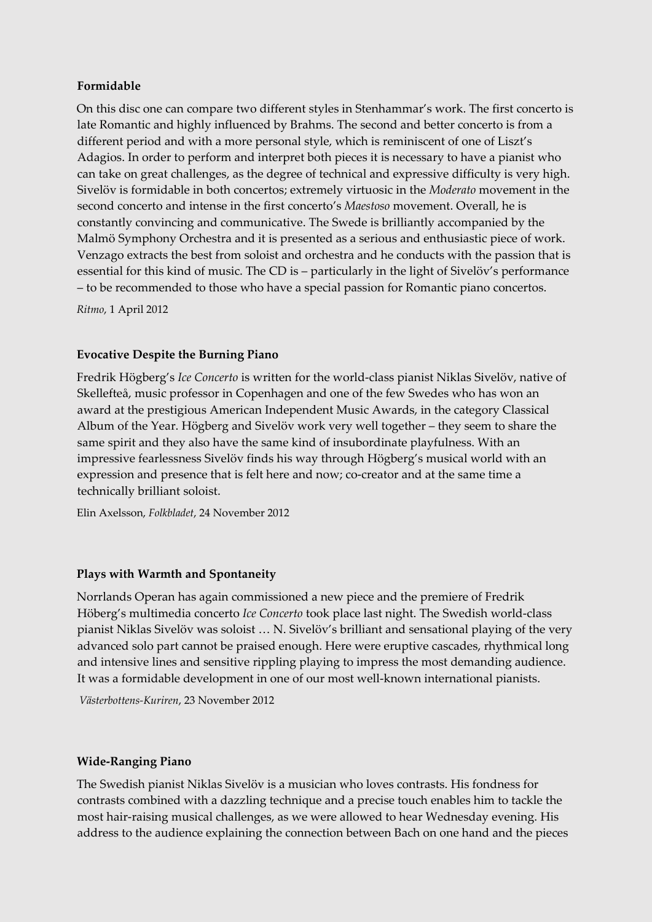**Formidable**

On this disc one can compare two different styles in Stenhammar's work. The first concerto is late Romantic and highly influenced by Brahms. The second and better concerto is from a different period and with a more personal style, which is reminiscent of one of Liszt's Adagios. In order to perform and interpret both pieces it is necessary to have a pianist who can take on great challenges, as the degree of technical and expressive difficulty is very high. Sivelöv is formidable in both concertos; extremely virtuosic in the *Moderato* movement in the second concerto and intense in the first concerto's *Maestoso* movement. Overall, he is constantly convincing and communicative. The Swede is brilliantly accompanied by the Malmö Symphony Orchestra and it is presented as a serious and enthusiastic piece of work. Venzago extracts the best from soloist and orchestra and he conducts with the passion that is essential for this kind of music. The CD is – particularly in the light of Sivelöv's performance – to be recommended to those who have a special passion for Romantic piano concertos.

*Ritmo*, 1 April 2012

**Evocative Despite the Burning Piano**

Fredrik Högberg's *Ice Concerto* is written for the world-class pianist Niklas Sivelöv, native of Skellefteå, music professor in Copenhagen and one of the few Swedes who has won an award at the prestigious American Independent Music Awards, in the category Classical Album of the Year. Högberg and Sivelöv work very well together – they seem to share the same spirit and they also have the same kind of insubordinate playfulness. With an impressive fearlessness Sivelöv finds his way through Högberg's musical world with an expression and presence that is felt here and now; co-creator and at the same time a technically brilliant soloist.

Elin Axelsson, *Folkbladet*, 24 November 2012

**Plays with Warmth and Spontaneity**

Norrlands Operan has again commissioned a new piece and the premiere of Fredrik Höberg's multimedia concerto *Ice Concerto* took place last night. The Swedish world-class pianist Niklas Sivelöv was soloist … N. Sivelöv's brilliant and sensational playing of the very advanced solo part cannot be praised enough. Here were eruptive cascades, rhythmical long and intensive lines and sensitive rippling playing to impress the most demanding audience. It was a formidable development in one of our most well-known international pianists.

*Västerbottens-Kuriren*, 23 November 2012

**Wide-Ranging Piano**

The Swedish pianist Niklas Sivelöv is a musician who loves contrasts. His fondness for contrasts combined with a dazzling technique and a precise touch enables him to tackle the most hair-raising musical challenges, as we were allowed to hear Wednesday evening. His address to the audience explaining the connection between Bach on one hand and the pieces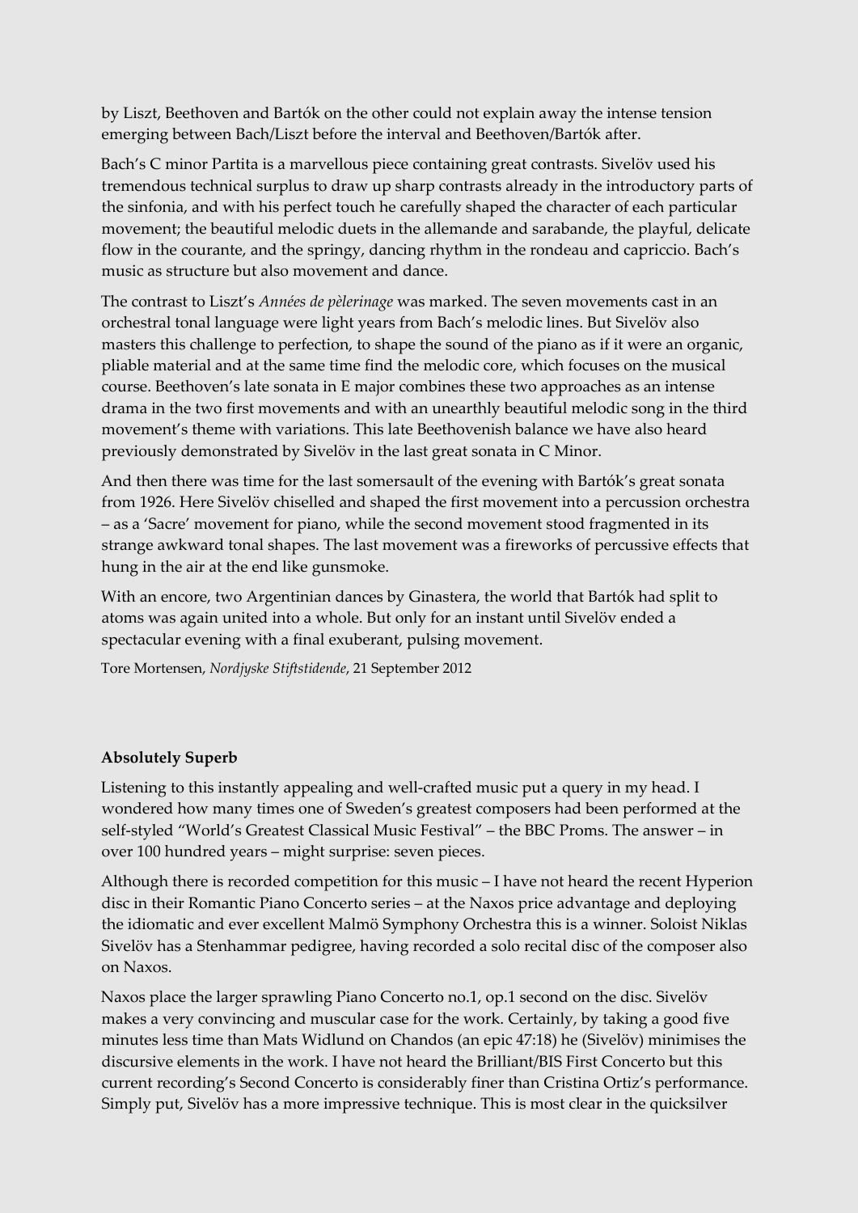by Liszt, Beethoven and Bartók on the other could not explain away the intense tension emerging between Bach/Liszt before the interval and Beethoven/Bartók after.

Bach's C minor Partita is a marvellous piece containing great contrasts. Sivelöv used his tremendous technical surplus to draw up sharp contrasts already in the introductory parts of the sinfonia, and with his perfect touch he carefully shaped the character of each particular movement; the beautiful melodic duets in the allemande and sarabande, the playful, delicate flow in the courante, and the springy, dancing rhythm in the rondeau and capriccio. Bach's music as structure but also movement and dance.

The contrast to Liszt's *Années de pèlerinage* was marked. The seven movements cast in an orchestral tonal language were light years from Bach's melodic lines. But Sivelöv also masters this challenge to perfection, to shape the sound of the piano as if it were an organic, pliable material and at the same time find the melodic core, which focuses on the musical course. Beethoven's late sonata in E major combines these two approaches as an intense drama in the two first movements and with an unearthly beautiful melodic song in the third movement's theme with variations. This late Beethovenish balance we have also heard previously demonstrated by Sivelöv in the last great sonata in C Minor.

And then there was time for the last somersault of the evening with Bartók's great sonata from 1926. Here Sivelöv chiselled and shaped the first movement into a percussion orchestra – as a 'Sacre' movement for piano, while the second movement stood fragmented in its strange awkward tonal shapes. The last movement was a fireworks of percussive effects that hung in the air at the end like gunsmoke.

With an encore, two Argentinian dances by Ginastera, the world that Bartók had split to atoms was again united into a whole. But only for an instant until Sivelöv ended a spectacular evening with a final exuberant, pulsing movement.

Tore Mortensen, *Nordjyske Stiftstidende*, 21 September 2012

**Absolutely Superb**

Listening to this instantly appealing and well-crafted music put a query in my head. I wondered how many times one of Sweden's greatest composers had been performed at the self-styled "World's Greatest Classical Music Festival" – the BBC Proms. The answer – in over 100 hundred years – might surprise: seven pieces.

Although there is recorded competition for this music – I have not heard the recent Hyperion disc in their Romantic Piano Concerto series – at the Naxos price advantage and deploying the idiomatic and ever excellent Malmö Symphony Orchestra this is a winner. Soloist Niklas Sivelöv has a Stenhammar pedigree, having recorded a solo recital disc of the composer also on Naxos.

Naxos place the larger sprawling Piano Concerto no.1, op.1 second on the disc. Sivelöv makes a very convincing and muscular case for the work. Certainly, by taking a good five minutes less time than Mats Widlund on Chandos (an epic 47:18) he (Sivelöv) minimises the discursive elements in the work. I have not heard the Brilliant/BIS First Concerto but this current recording's Second Concerto is considerably finer than Cristina Ortiz's performance. Simply put, Sivelöv has a more impressive technique. This is most clear in the quicksilver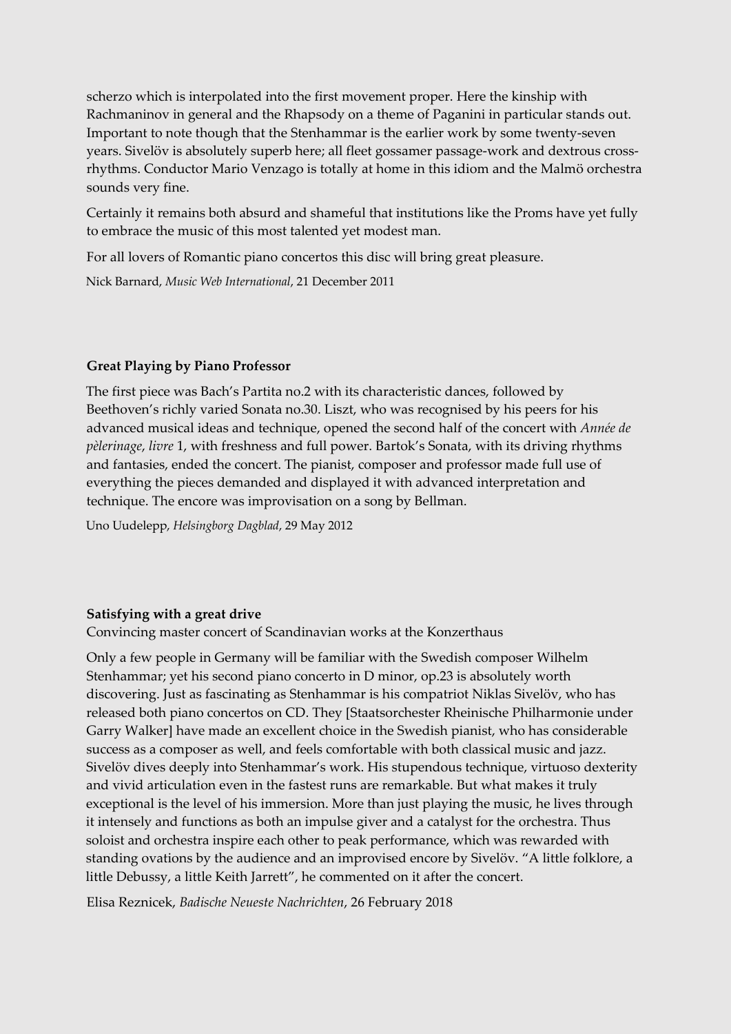scherzo which is interpolated into the first movement proper. Here the kinship with Rachmaninov in general and the Rhapsody on a theme of Paganini in particular stands out. Important to note though that the Stenhammar is the earlier work by some twenty-seven years. Sivelöv is absolutely superb here; all fleet gossamer passage-work and dextrous cross-rhythms. Conductor Mario Venzago is totally at home in this idiom and the Malmö orchestra sounds very fine.

Certainly it remains both absurd and shameful that institutions like the Proms have yet fully to embrace the music of this most talented yet modest man.

For all lovers of Romantic piano concertos this disc will bring great pleasure.

Nick Barnard, *Music Web International*, 21 December 2011

**Great Playing by Piano Professor**

The first piece was Bach's Partita no.2 with its characteristic dances, followed by Beethoven's richly varied Sonata no.30. Liszt, who was recognised by his peers for his advanced musical ideas and technique, opened the second half of the concert with *Année de pèlerinage*, *livre* 1, with freshness and full power. Bartok's Sonata, with its driving rhythms and fantasies, ended the concert. The pianist, composer and professor made full use of everything the pieces demanded and displayed it with advanced interpretation and technique. The encore was improvisation on a song by Bellman.

Uno Uudelepp, *Helsingborg Dagblad*, 29 May 2012

**Satisfying with a great drive**

Convincing master concert of Scandinavian works at the Konzerthaus

Only a few people in Germany will be familiar with the Swedish composer Wilhelm Stenhammar; yet his second piano concerto in D minor, op.23 is absolutely worth discovering. Just as fascinating as Stenhammar is his compatriot Niklas Sivelöv, who has released both piano concertos on CD. They [Staatsorchester Rheinische Philharmonie under Garry Walker] have made an excellent choice in the Swedish pianist, who has considerable success as a composer as well, and feels comfortable with both classical music and jazz. Sivelöv dives deeply into Stenhammar's work. His stupendous technique, virtuoso dexterity and vivid articulation even in the fastest runs are remarkable. But what makes it truly exceptional is the level of his immersion. More than just playing the music, he lives through it intensely and functions as both an impulse giver and a catalyst for the orchestra. Thus soloist and orchestra inspire each other to peak performance, which was rewarded with standing ovations by the audience and an improvised encore by Sivelöv. "A little folklore, a little Debussy, a little Keith Jarrett", he commented on it after the concert.

Elisa Reznicek, *Badische Neueste Nachrichten*, 26 February 2018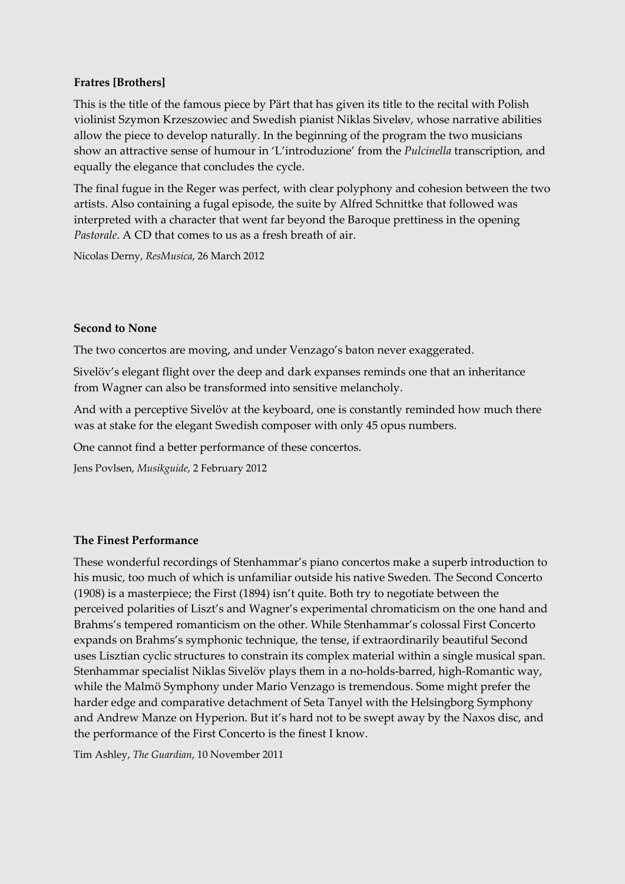**Fratres [Brothers]**

This is the title of the famous piece by Pärt that has given its title to the recital with Polish violinist Szymon Krzeszowiec and Swedish pianist Niklas Siveløv, whose narrative abilities allow the piece to develop naturally. In the beginning of the program the two musicians show an attractive sense of humour in 'L'introduzione' from the *Pulcinella* transcription, and equally the elegance that concludes the cycle.

The final fugue in the Reger was perfect, with clear polyphony and cohesion between the two artists. Also containing a fugal episode, the suite by Alfred Schnittke that followed was interpreted with a character that went far beyond the Baroque prettiness in the opening *Pastorale*. A CD that comes to us as a fresh breath of air.

Nicolas Derny, *ResMusica*, 26 March 2012

**Second to None**

The two concertos are moving, and under Venzago's baton never exaggerated.

Sivelöv's elegant flight over the deep and dark expanses reminds one that an inheritance from Wagner can also be transformed into sensitive melancholy.

And with a perceptive Sivelöv at the keyboard, one is constantly reminded how much there was at stake for the elegant Swedish composer with only 45 opus numbers.

One cannot find a better performance of these concertos.

Jens Povlsen, *Musikguide*, 2 February 2012

**The Finest Performance**

These wonderful recordings of Stenhammar's piano concertos make a superb introduction to his music, too much of which is unfamiliar outside his native Sweden. The Second Concerto (1908) is a masterpiece; the First (1894) isn't quite. Both try to negotiate between the perceived polarities of Liszt's and Wagner's experimental chromaticism on the one hand and Brahms's tempered romanticism on the other. While Stenhammar's colossal First Concerto expands on Brahms's symphonic technique, the tense, if extraordinarily beautiful Second uses Lisztian cyclic structures to constrain its complex material within a single musical span. Stenhammar specialist Niklas Sivelöv plays them in a no-holds-barred, high-Romantic way, while the Malmö Symphony under Mario Venzago is tremendous. Some might prefer the harder edge and comparative detachment of Seta Tanyel with the Helsingborg Symphony and Andrew Manze on Hyperion. But it's hard not to be swept away by the Naxos disc, and the performance of the First Concerto is the finest I know.

Tim Ashley, *The Guardian*, 10 November 2011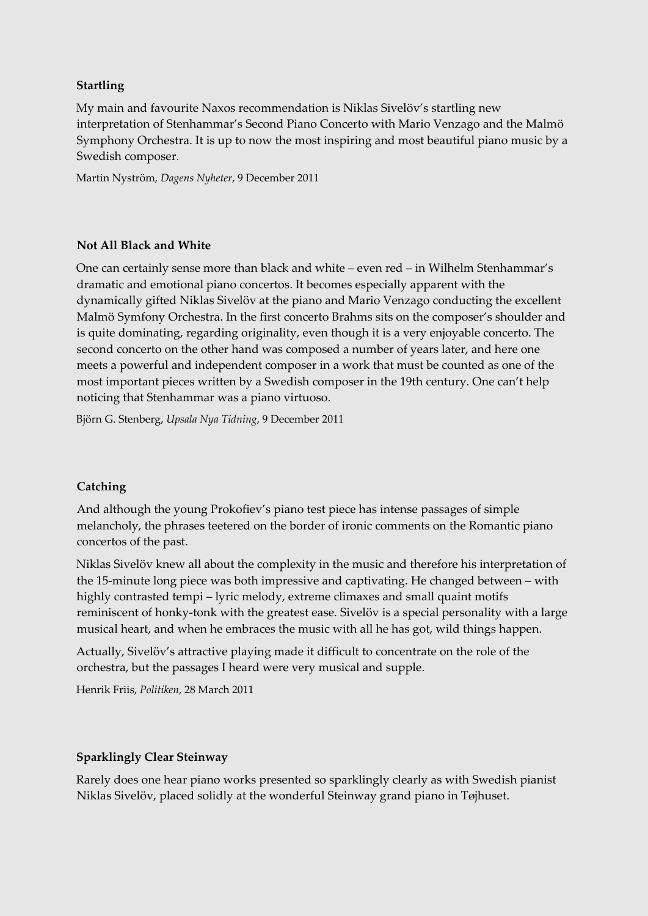**Startling**

My main and favourite Naxos recommendation is Niklas Sivelöv's startling new interpretation of Stenhammar's Second Piano Concerto with Mario Venzago and the Malmö Symphony Orchestra. It is up to now the most inspiring and most beautiful piano music by a Swedish composer.

Martin Nyström, *Dagens Nyheter*, 9 December 2011

**Not All Black and White**

One can certainly sense more than black and white – even red – in Wilhelm Stenhammar's dramatic and emotional piano concertos. It becomes especially apparent with the dynamically gifted Niklas Sivelöv at the piano and Mario Venzago conducting the excellent Malmö Symfony Orchestra. In the first concerto Brahms sits on the composer's shoulder and is quite dominating, regarding originality, even though it is a very enjoyable concerto. The second concerto on the other hand was composed a number of years later, and here one meets a powerful and independent composer in a work that must be counted as one of the most important pieces written by a Swedish composer in the 19th century. One can't help noticing that Stenhammar was a piano virtuoso.

Björn G. Stenberg, *Upsala Nya Tidning*, 9 December 2011

**Catching**

And although the young Prokofiev's piano test piece has intense passages of simple melancholy, the phrases teetered on the border of ironic comments on the Romantic piano concertos of the past.

Niklas Sivelöv knew all about the complexity in the music and therefore his interpretation of the 15-minute long piece was both impressive and captivating. He changed between – with highly contrasted tempi – lyric melody, extreme climaxes and small quaint motifs reminiscent of honky-tonk with the greatest ease. Sivelöv is a special personality with a large musical heart, and when he embraces the music with all he has got, wild things happen.

Actually, Sivelöv's attractive playing made it difficult to concentrate on the role of the orchestra, but the passages I heard were very musical and supple.

Henrik Friis, *Politiken*, 28 March 2011

**Sparklingly Clear Steinway**

Rarely does one hear piano works presented so sparklingly clearly as with Swedish pianist Niklas Sivelöv, placed solidly at the wonderful Steinway grand piano in Tøjhuset.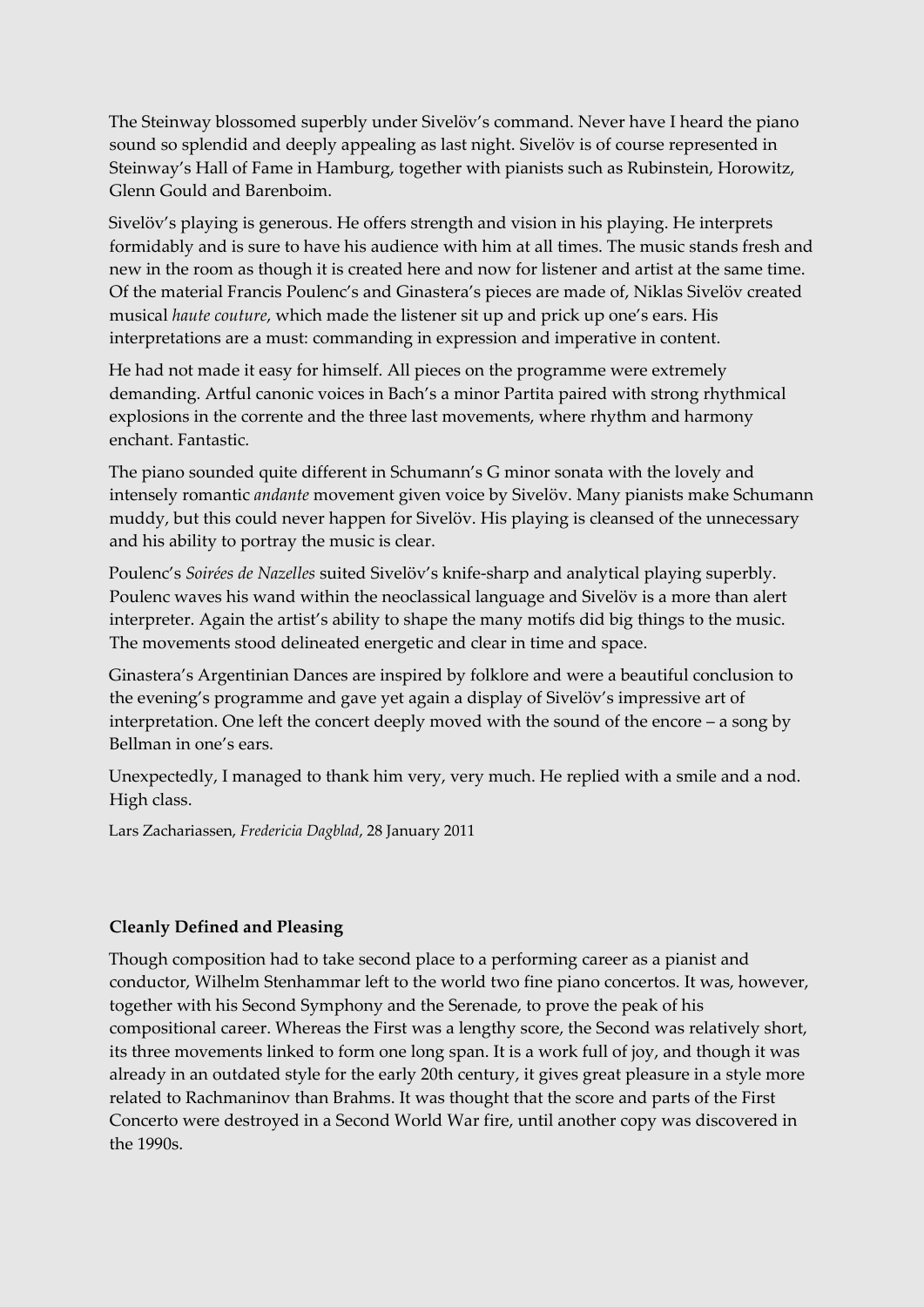The Steinway blossomed superbly under Sivelöv's command. Never have I heard the piano sound so splendid and deeply appealing as last night. Sivelöv is of course represented in Steinway's Hall of Fame in Hamburg, together with pianists such as Rubinstein, Horowitz, Glenn Gould and Barenboim.

Sivelöv's playing is generous. He offers strength and vision in his playing. He interprets formidably and is sure to have his audience with him at all times. The music stands fresh and new in the room as though it is created here and now for listener and artist at the same time. Of the material Francis Poulenc's and Ginastera's pieces are made of, Niklas Sivelöv created musical *haute couture*, which made the listener sit up and prick up one's ears. His interpretations are a must: commanding in expression and imperative in content.

He had not made it easy for himself. All pieces on the programme were extremely demanding. Artful canonic voices in Bach's a minor Partita paired with strong rhythmical explosions in the corrente and the three last movements, where rhythm and harmony enchant. Fantastic.

The piano sounded quite different in Schumann's G minor sonata with the lovely and intensely romantic *andante* movement given voice by Sivelöv. Many pianists make Schumann muddy, but this could never happen for Sivelöv. His playing is cleansed of the unnecessary and his ability to portray the music is clear.

Poulenc's *Soirées de Nazelles* suited Sivelöv's knife-sharp and analytical playing superbly. Poulenc waves his wand within the neoclassical language and Sivelöv is a more than alert interpreter. Again the artist's ability to shape the many motifs did big things to the music. The movements stood delineated energetic and clear in time and space.

Ginastera's Argentinian Dances are inspired by folklore and were a beautiful conclusion to the evening's programme and gave yet again a display of Sivelöv's impressive art of interpretation. One left the concert deeply moved with the sound of the encore – a song by Bellman in one's ears.

Unexpectedly, I managed to thank him very, very much. He replied with a smile and a nod. High class.

Lars Zachariassen, *Fredericia Dagblad*, 28 January 2011

**Cleanly Defined and Pleasing**

Though composition had to take second place to a performing career as a pianist and conductor, Wilhelm Stenhammar left to the world two fine piano concertos. It was, however, together with his Second Symphony and the Serenade, to prove the peak of his compositional career. Whereas the First was a lengthy score, the Second was relatively short, its three movements linked to form one long span. It is a work full of joy, and though it was already in an outdated style for the early 20th century, it gives great pleasure in a style more related to Rachmaninov than Brahms. It was thought that the score and parts of the First Concerto were destroyed in a Second World War fire, until another copy was discovered in the 1990s.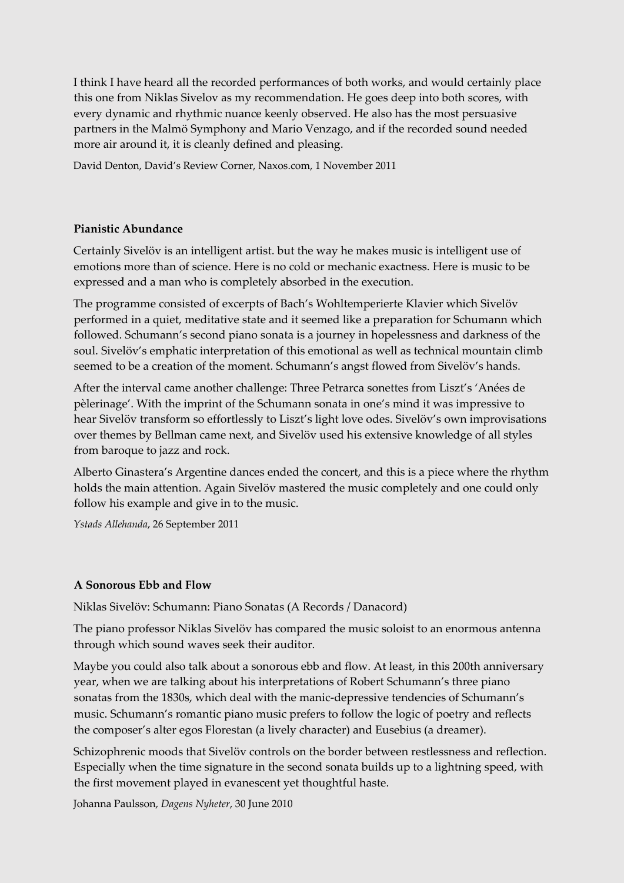I think I have heard all the recorded performances of both works, and would certainly place this one from Niklas Sivelov as my recommendation. He goes deep into both scores, with every dynamic and rhythmic nuance keenly observed. He also has the most persuasive partners in the Malmö Symphony and Mario Venzago, and if the recorded sound needed more air around it, it is cleanly defined and pleasing.

David Denton, David's Review Corner, Naxos.com, 1 November 2011

**Pianistic Abundance**

Certainly Sivelöv is an intelligent artist. but the way he makes music is intelligent use of emotions more than of science. Here is no cold or mechanic exactness. Here is music to be expressed and a man who is completely absorbed in the execution.

The programme consisted of excerpts of Bach's Wohltemperierte Klavier which Sivelöv performed in a quiet, meditative state and it seemed like a preparation for Schumann which followed. Schumann's second piano sonata is a journey in hopelessness and darkness of the soul. Sivelöv's emphatic interpretation of this emotional as well as technical mountain climb seemed to be a creation of the moment. Schumann's angst flowed from Sivelöv's hands.

After the interval came another challenge: Three Petrarca sonettes from Liszt's 'Anées de pèlerinage'. With the imprint of the Schumann sonata in one's mind it was impressive to hear Sivelöv transform so effortlessly to Liszt's light love odes. Sivelöv's own improvisations over themes by Bellman came next, and Sivelöv used his extensive knowledge of all styles from baroque to jazz and rock.

Alberto Ginastera's Argentine dances ended the concert, and this is a piece where the rhythm holds the main attention. Again Sivelöv mastered the music completely and one could only follow his example and give in to the music.

*Ystads Allehanda*, 26 September 2011

**A Sonorous Ebb and Flow**

Niklas Sivelöv: Schumann: Piano Sonatas (A Records / Danacord)

The piano professor Niklas Sivelöv has compared the music soloist to an enormous antenna through which sound waves seek their auditor.

Maybe you could also talk about a sonorous ebb and flow. At least, in this 200th anniversary year, when we are talking about his interpretations of Robert Schumann's three piano sonatas from the 1830s, which deal with the manic-depressive tendencies of Schumann's music. Schumann's romantic piano music prefers to follow the logic of poetry and reflects the composer's alter egos Florestan (a lively character) and Eusebius (a dreamer).

Schizophrenic moods that Sivelöv controls on the border between restlessness and reflection. Especially when the time signature in the second sonata builds up to a lightning speed, with the first movement played in evanescent yet thoughtful haste.

Johanna Paulsson, *Dagens Nyheter*, 30 June 2010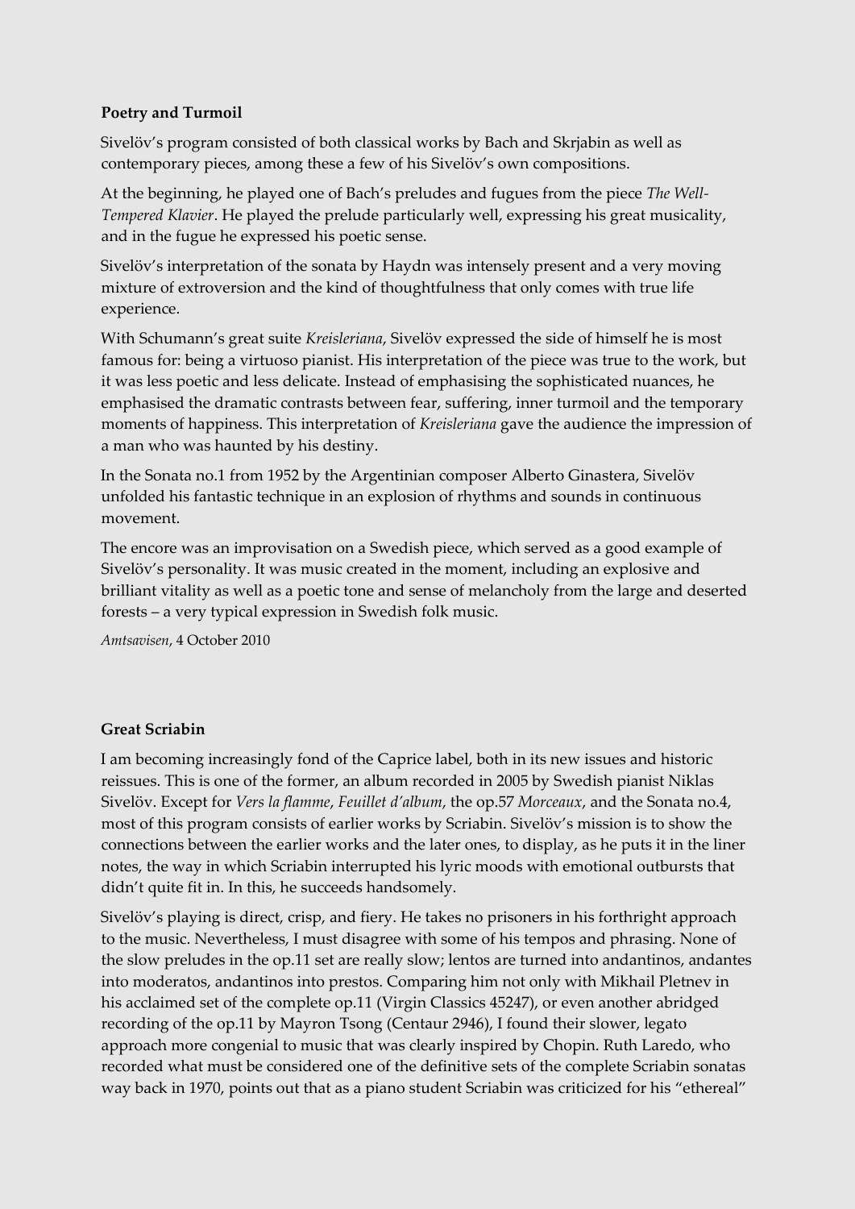**Poetry and Turmoil**

Sivelöv's program consisted of both classical works by Bach and Skrjabin as well as contemporary pieces, among these a few of his Sivelöv's own compositions.

At the beginning, he played one of Bach's preludes and fugues from the piece *The Well-Tempered Klavier*. He played the prelude particularly well, expressing his great musicality, and in the fugue he expressed his poetic sense.

Sivelöv's interpretation of the sonata by Haydn was intensely present and a very moving mixture of extroversion and the kind of thoughtfulness that only comes with true life experience.

With Schumann's great suite *Kreisleriana*, Sivelöv expressed the side of himself he is most famous for: being a virtuoso pianist. His interpretation of the piece was true to the work, but it was less poetic and less delicate. Instead of emphasising the sophisticated nuances, he emphasised the dramatic contrasts between fear, suffering, inner turmoil and the temporary moments of happiness. This interpretation of *Kreisleriana* gave the audience the impression of a man who was haunted by his destiny.

In the Sonata no.1 from 1952 by the Argentinian composer Alberto Ginastera, Sivelöv unfolded his fantastic technique in an explosion of rhythms and sounds in continuous movement.

The encore was an improvisation on a Swedish piece, which served as a good example of Sivelöv's personality. It was music created in the moment, including an explosive and brilliant vitality as well as a poetic tone and sense of melancholy from the large and deserted forests – a very typical expression in Swedish folk music.

*Amtsavisen*, 4 October 2010

**Great Scriabin**

I am becoming increasingly fond of the Caprice label, both in its new issues and historic reissues. This is one of the former, an album recorded in 2005 by Swedish pianist Niklas Sivelöv. Except for *Vers la flamme*, *Feuillet d'album*, the op.57 *Morceaux*, and the Sonata no.4, most of this program consists of earlier works by Scriabin. Sivelöv's mission is to show the connections between the earlier works and the later ones, to display, as he puts it in the liner notes, the way in which Scriabin interrupted his lyric moods with emotional outbursts that didn't quite fit in. In this, he succeeds handsomely.

Sivelöv's playing is direct, crisp, and fiery. He takes no prisoners in his forthright approach to the music. Nevertheless, I must disagree with some of his tempos and phrasing. None of the slow preludes in the op.11 set are really slow; lentos are turned into andantinos, andantes into moderatos, andantinos into prestos. Comparing him not only with Mikhail Pletnev in his acclaimed set of the complete op.11 (Virgin Classics 45247), or even another abridged recording of the op.11 by Mayron Tsong (Centaur 2946), I found their slower, legato approach more congenial to music that was clearly inspired by Chopin. Ruth Laredo, who recorded what must be considered one of the definitive sets of the complete Scriabin sonatas way back in 1970, points out that as a piano student Scriabin was criticized for his "ethereal"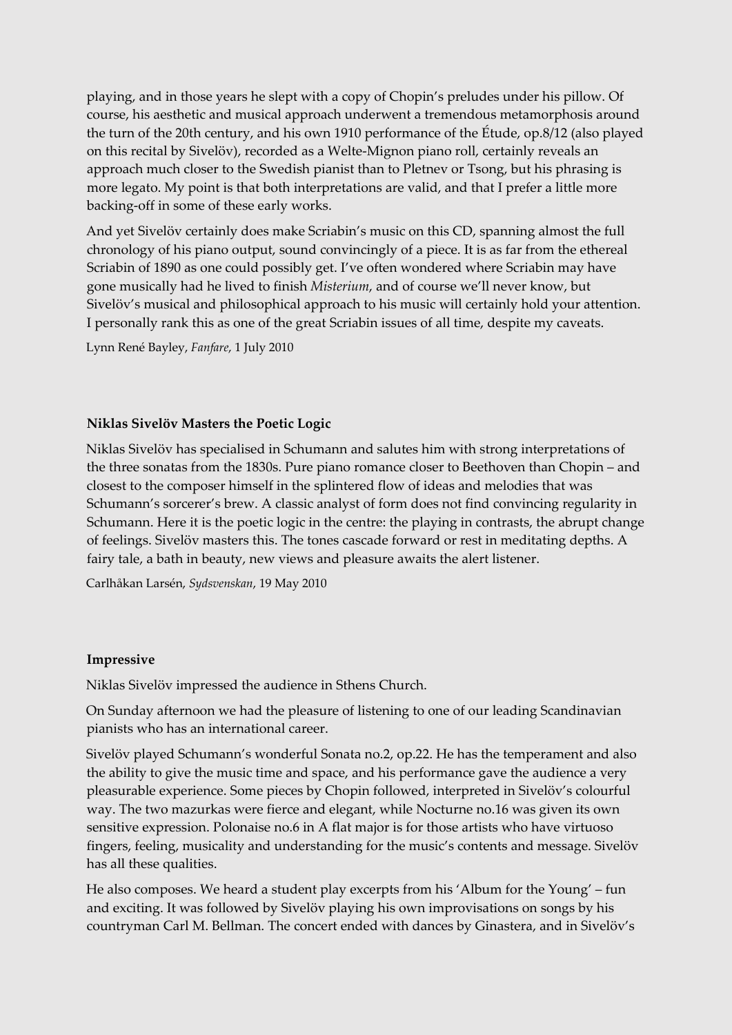playing, and in those years he slept with a copy of Chopin's preludes under his pillow. Of course, his aesthetic and musical approach underwent a tremendous metamorphosis around the turn of the 20th century, and his own 1910 performance of the Étude, op.8/12 (also played on this recital by Sivelöv), recorded as a Welte-Mignon piano roll, certainly reveals an approach much closer to the Swedish pianist than to Pletnev or Tsong, but his phrasing is more legato. My point is that both interpretations are valid, and that I prefer a little more backing-off in some of these early works.

And yet Sivelöv certainly does make Scriabin's music on this CD, spanning almost the full chronology of his piano output, sound convincingly of a piece. It is as far from the ethereal Scriabin of 1890 as one could possibly get. I've often wondered where Scriabin may have gone musically had he lived to finish *Misterium*, and of course we'll never know, but Sivelöv's musical and philosophical approach to his music will certainly hold your attention. I personally rank this as one of the great Scriabin issues of all time, despite my caveats.

Lynn René Bayley, *Fanfare*, 1 July 2010

**Niklas Sivelöv Masters the Poetic Logic**

Niklas Sivelöv has specialised in Schumann and salutes him with strong interpretations of the three sonatas from the 1830s. Pure piano romance closer to Beethoven than Chopin – and closest to the composer himself in the splintered flow of ideas and melodies that was Schumann's sorcerer's brew. A classic analyst of form does not find convincing regularity in Schumann. Here it is the poetic logic in the centre: the playing in contrasts, the abrupt change of feelings. Sivelöv masters this. The tones cascade forward or rest in meditating depths. A fairy tale, a bath in beauty, new views and pleasure awaits the alert listener.

Carlhåkan Larsén, *Sydsvenskan*, 19 May 2010

**Impressive**

Niklas Sivelöv impressed the audience in Sthens Church.

On Sunday afternoon we had the pleasure of listening to one of our leading Scandinavian pianists who has an international career.

Sivelöv played Schumann's wonderful Sonata no.2, op.22. He has the temperament and also the ability to give the music time and space, and his performance gave the audience a very pleasurable experience. Some pieces by Chopin followed, interpreted in Sivelöv's colourful way. The two mazurkas were fierce and elegant, while Nocturne no.16 was given its own sensitive expression. Polonaise no.6 in A flat major is for those artists who have virtuoso fingers, feeling, musicality and understanding for the music's contents and message. Sivelöv has all these qualities.

He also composes. We heard a student play excerpts from his 'Album for the Young' – fun and exciting. It was followed by Sivelöv playing his own improvisations on songs by his countryman Carl M. Bellman. The concert ended with dances by Ginastera, and in Sivelöv's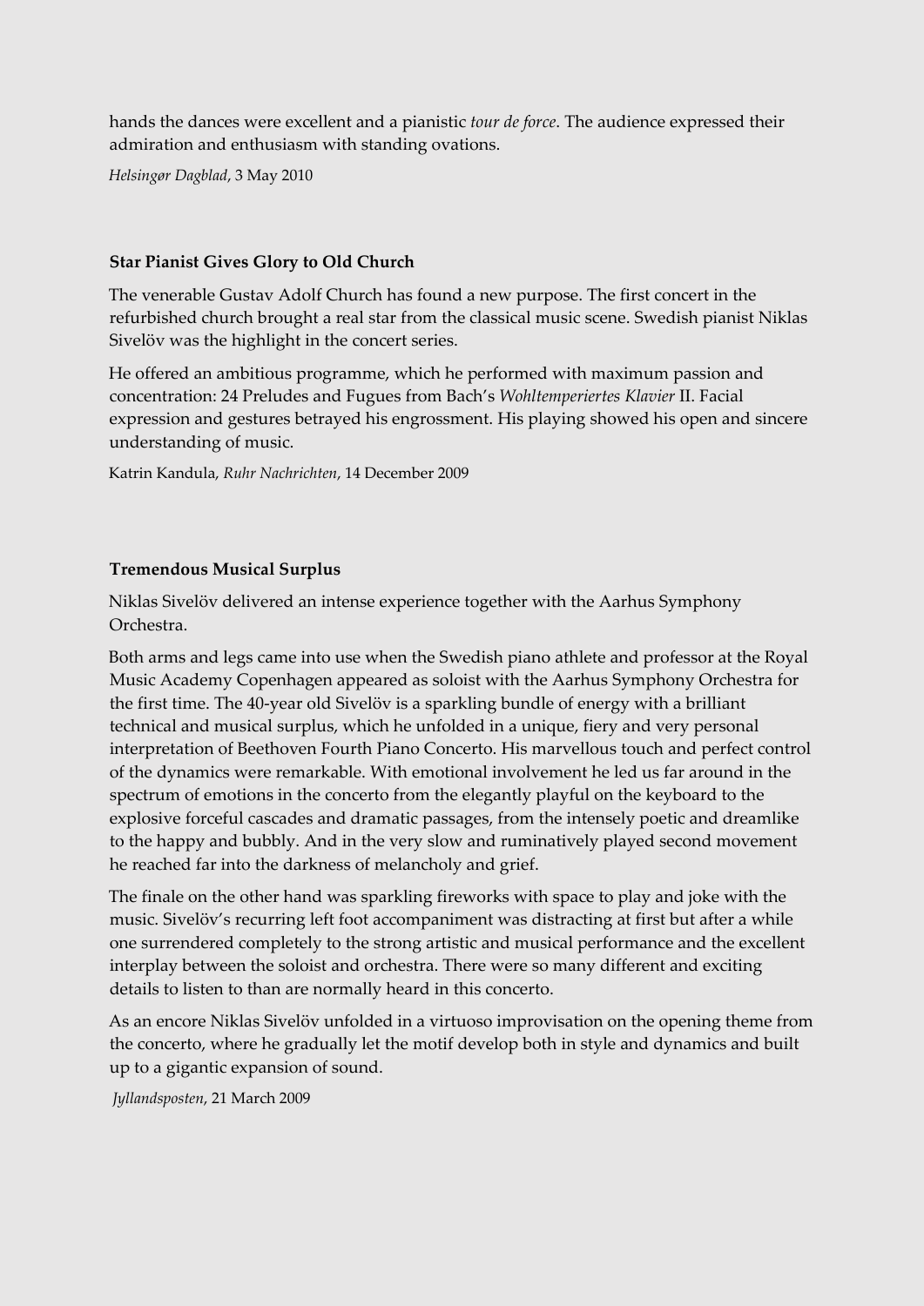hands the dances were excellent and a pianistic *tour de force*. The audience expressed their admiration and enthusiasm with standing ovations.

*Helsingør Dagblad*, 3 May 2010

**Star Pianist Gives Glory to Old Church**

The venerable Gustav Adolf Church has found a new purpose. The first concert in the refurbished church brought a real star from the classical music scene. Swedish pianist Niklas Sivelöv was the highlight in the concert series.

He offered an ambitious programme, which he performed with maximum passion and concentration: 24 Preludes and Fugues from Bach's *Wohltemperiertes Klavier* II. Facial expression and gestures betrayed his engrossment. His playing showed his open and sincere understanding of music.

Katrin Kandula, *Ruhr Nachrichten*, 14 December 2009

**Tremendous Musical Surplus**

Niklas Sivelöv delivered an intense experience together with the Aarhus Symphony Orchestra.

Both arms and legs came into use when the Swedish piano athlete and professor at the Royal Music Academy Copenhagen appeared as soloist with the Aarhus Symphony Orchestra for the first time. The 40-year old Sivelöv is a sparkling bundle of energy with a brilliant technical and musical surplus, which he unfolded in a unique, fiery and very personal interpretation of Beethoven Fourth Piano Concerto. His marvellous touch and perfect control of the dynamics were remarkable. With emotional involvement he led us far around in the spectrum of emotions in the concerto from the elegantly playful on the keyboard to the explosive forceful cascades and dramatic passages, from the intensely poetic and dreamlike to the happy and bubbly. And in the very slow and ruminatively played second movement he reached far into the darkness of melancholy and grief.

The finale on the other hand was sparkling fireworks with space to play and joke with the music. Sivelöv's recurring left foot accompaniment was distracting at first but after a while one surrendered completely to the strong artistic and musical performance and the excellent interplay between the soloist and orchestra. There were so many different and exciting details to listen to than are normally heard in this concerto.

As an encore Niklas Sivelöv unfolded in a virtuoso improvisation on the opening theme from the concerto, where he gradually let the motif develop both in style and dynamics and built up to a gigantic expansion of sound.

*Jyllandsposten*, 21 March 2009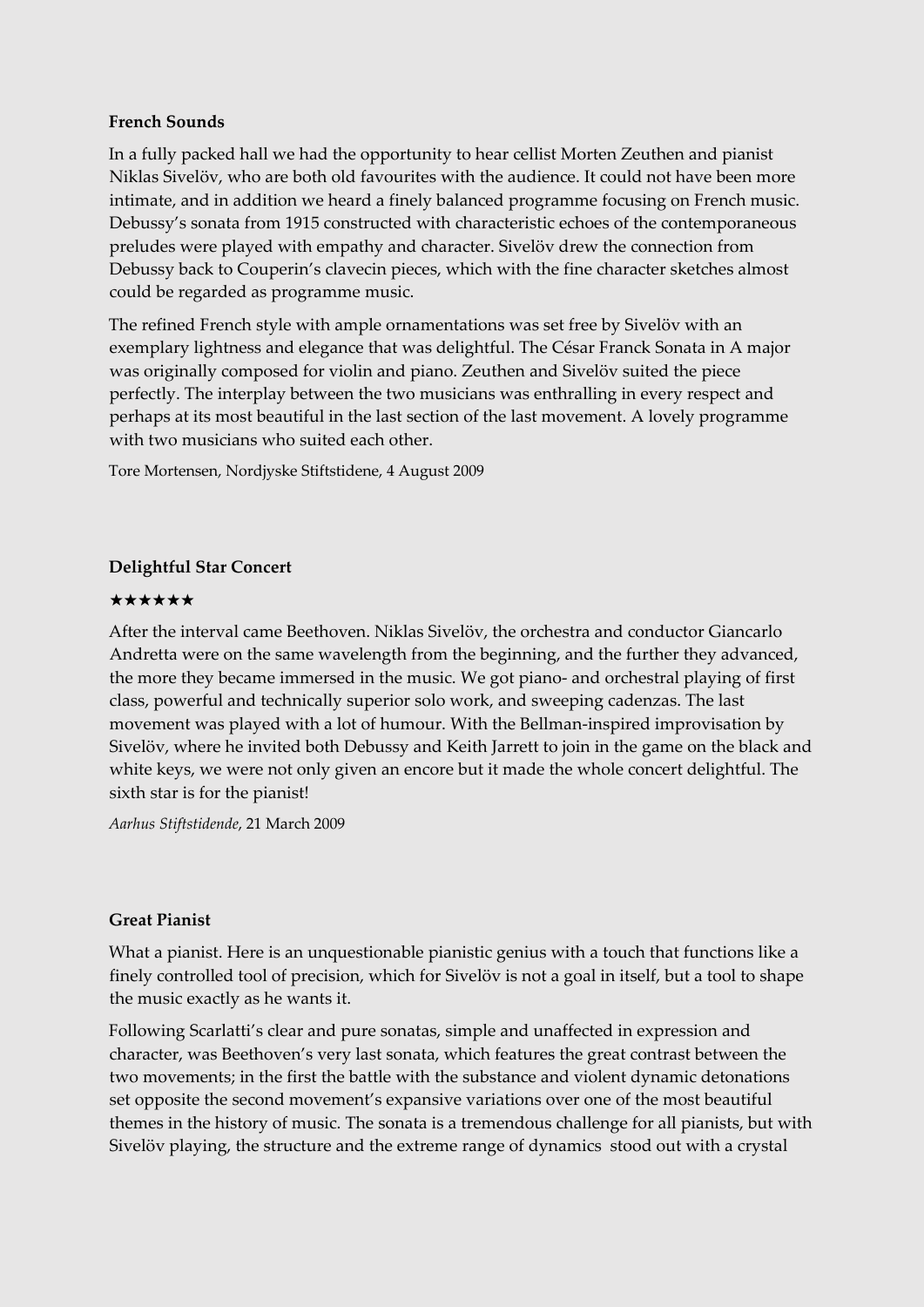**French Sounds**

In a fully packed hall we had the opportunity to hear cellist Morten Zeuthen and pianist Niklas Sivelöv, who are both old favourites with the audience. It could not have been more intimate, and in addition we heard a finely balanced programme focusing on French music. Debussy's sonata from 1915 constructed with characteristic echoes of the contemporaneous preludes were played with empathy and character. Sivelöv drew the connection from Debussy back to Couperin's clavecin pieces, which with the fine character sketches almost could be regarded as programme music.

The refined French style with ample ornamentations was set free by Sivelöv with an exemplary lightness and elegance that was delightful. The César Franck Sonata in A major was originally composed for violin and piano. Zeuthen and Sivelöv suited the piece perfectly. The interplay between the two musicians was enthralling in every respect and perhaps at its most beautiful in the last section of the last movement. A lovely programme with two musicians who suited each other.

Tore Mortensen, Nordjyske Stiftstidene, 4 August 2009

**Delightful Star Concert**

★★★★★★

After the interval came Beethoven. Niklas Sivelöv, the orchestra and conductor Giancarlo Andretta were on the same wavelength from the beginning, and the further they advanced, the more they became immersed in the music. We got piano- and orchestral playing of first class, powerful and technically superior solo work, and sweeping cadenzas. The last movement was played with a lot of humour. With the Bellman-inspired improvisation by Sivelöv, where he invited both Debussy and Keith Jarrett to join in the game on the black and white keys, we were not only given an encore but it made the whole concert delightful. The sixth star is for the pianist!

*Aarhus Stiftstidende*, 21 March 2009

**Great Pianist**

What a pianist. Here is an unquestionable pianistic genius with a touch that functions like a finely controlled tool of precision, which for Sivelöv is not a goal in itself, but a tool to shape the music exactly as he wants it.

Following Scarlatti's clear and pure sonatas, simple and unaffected in expression and character, was Beethoven's very last sonata, which features the great contrast between the two movements; in the first the battle with the substance and violent dynamic detonations set opposite the second movement's expansive variations over one of the most beautiful themes in the history of music. The sonata is a tremendous challenge for all pianists, but with Sivelöv playing, the structure and the extreme range of dynamics stood out with a crystal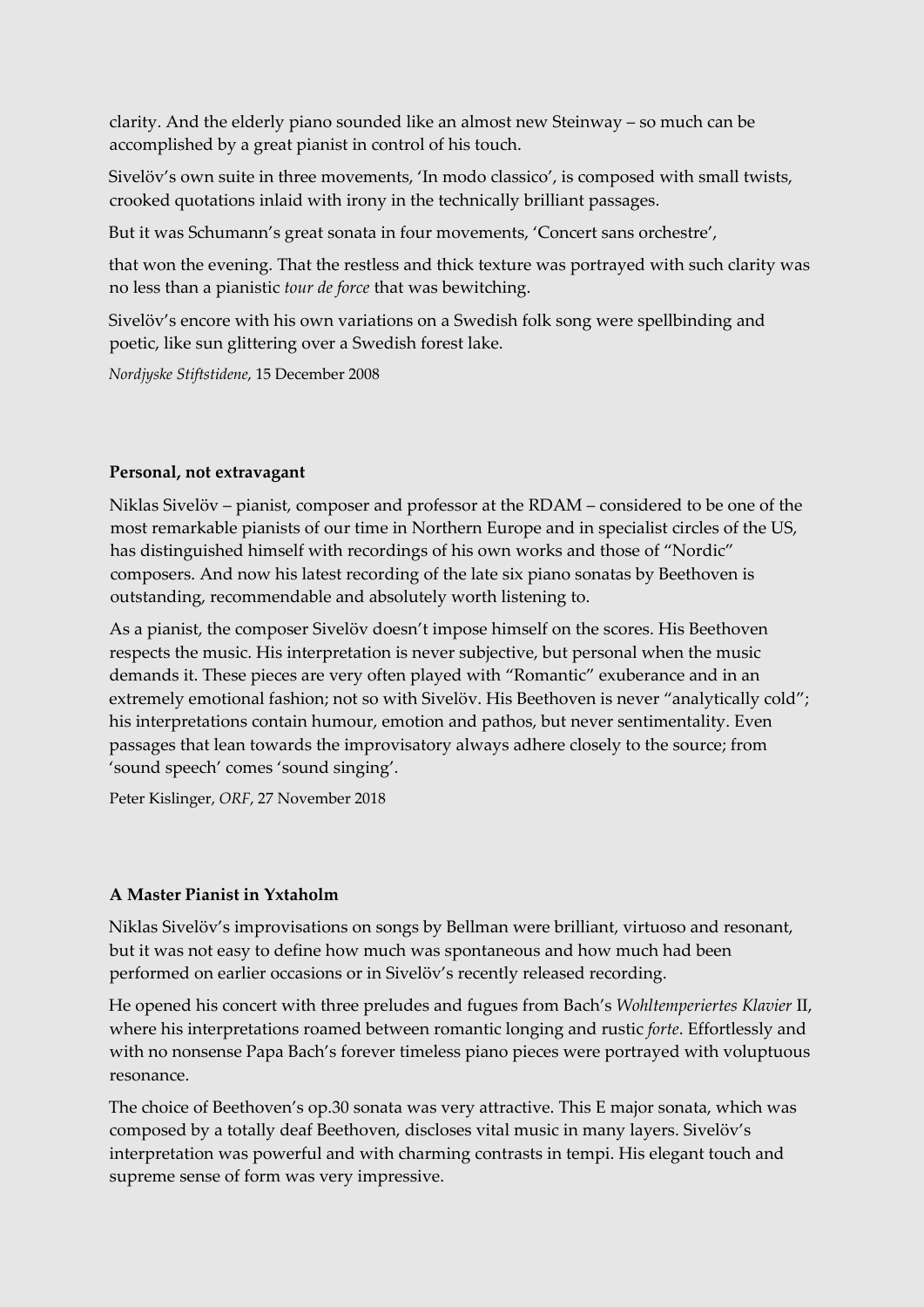clarity. And the elderly piano sounded like an almost new Steinway – so much can be accomplished by a great pianist in control of his touch.

Sivelöv's own suite in three movements, 'In modo classico', is composed with small twists, crooked quotations inlaid with irony in the technically brilliant passages.

But it was Schumann's great sonata in four movements, 'Concert sans orchestre',

that won the evening. That the restless and thick texture was portrayed with such clarity was no less than a pianistic *tour de force* that was bewitching.

Sivelöv's encore with his own variations on a Swedish folk song were spellbinding and poetic, like sun glittering over a Swedish forest lake.

*Nordjyske Stiftstidene*, 15 December 2008

**Personal, not extravagant**

Niklas Sivelöv – pianist, composer and professor at the RDAM – considered to be one of the most remarkable pianists of our time in Northern Europe and in specialist circles of the US, has distinguished himself with recordings of his own works and those of "Nordic" composers. And now his latest recording of the late six piano sonatas by Beethoven is outstanding, recommendable and absolutely worth listening to.

As a pianist, the composer Sivelöv doesn't impose himself on the scores. His Beethoven respects the music. His interpretation is never subjective, but personal when the music demands it. These pieces are very often played with "Romantic" exuberance and in an extremely emotional fashion; not so with Sivelöv. His Beethoven is never "analytically cold"; his interpretations contain humour, emotion and pathos, but never sentimentality. Even passages that lean towards the improvisatory always adhere closely to the source; from 'sound speech' comes 'sound singing'.

Peter Kislinger, *ORF*, 27 November 2018

**A Master Pianist in Yxtaholm**

Niklas Sivelöv's improvisations on songs by Bellman were brilliant, virtuoso and resonant, but it was not easy to define how much was spontaneous and how much had been performed on earlier occasions or in Sivelöv's recently released recording.

He opened his concert with three preludes and fugues from Bach's *Wohltemperiertes Klavier* II, where his interpretations roamed between romantic longing and rustic *forte*. Effortlessly and with no nonsense Papa Bach's forever timeless piano pieces were portrayed with voluptuous resonance.

The choice of Beethoven's op.30 sonata was very attractive. This E major sonata, which was composed by a totally deaf Beethoven, discloses vital music in many layers. Sivelöv's interpretation was powerful and with charming contrasts in tempi. His elegant touch and supreme sense of form was very impressive.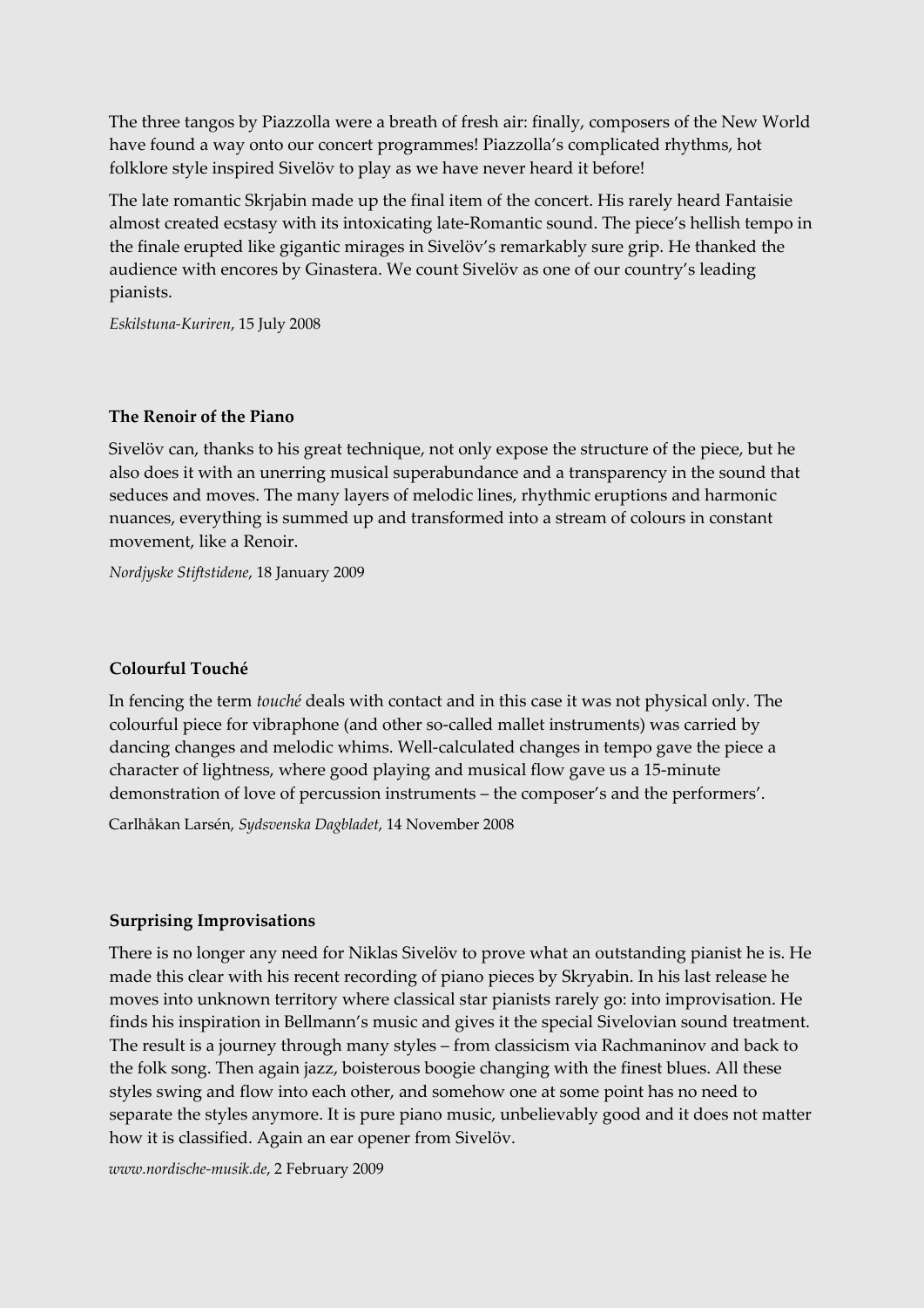The three tangos by Piazzolla were a breath of fresh air: finally, composers of the New World have found a way onto our concert programmes! Piazzolla's complicated rhythms, hot folklore style inspired Sivelöv to play as we have never heard it before!

The late romantic Skrjabin made up the final item of the concert. His rarely heard Fantaisie almost created ecstasy with its intoxicating late-Romantic sound. The piece's hellish tempo in the finale erupted like gigantic mirages in Sivelöv's remarkably sure grip. He thanked the audience with encores by Ginastera. We count Sivelöv as one of our country's leading pianists.

*Eskilstuna-Kuriren*, 15 July 2008

**The Renoir of the Piano**

Sivelöv can, thanks to his great technique, not only expose the structure of the piece, but he also does it with an unerring musical superabundance and a transparency in the sound that seduces and moves. The many layers of melodic lines, rhythmic eruptions and harmonic nuances, everything is summed up and transformed into a stream of colours in constant movement, like a Renoir.

*Nordjyske Stiftstidene*, 18 January 2009

**Colourful Touché**

In fencing the term *touché* deals with contact and in this case it was not physical only. The colourful piece for vibraphone (and other so-called mallet instruments) was carried by dancing changes and melodic whims. Well-calculated changes in tempo gave the piece a character of lightness, where good playing and musical flow gave us a 15-minute demonstration of love of percussion instruments – the composer's and the performers'.

Carlhåkan Larsén, *Sydsvenska Dagbladet*, 14 November 2008

**Surprising Improvisations**

There is no longer any need for Niklas Sivelöv to prove what an outstanding pianist he is. He made this clear with his recent recording of piano pieces by Skryabin. In his last release he moves into unknown territory where classical star pianists rarely go: into improvisation. He finds his inspiration in Bellmann's music and gives it the special Sivelovian sound treatment. The result is a journey through many styles – from classicism via Rachmaninov and back to the folk song. Then again jazz, boisterous boogie changing with the finest blues. All these styles swing and flow into each other, and somehow one at some point has no need to separate the styles anymore. It is pure piano music, unbelievably good and it does not matter how it is classified. Again an ear opener from Sivelöv.

*www.nordische-musik.de*, 2 February 2009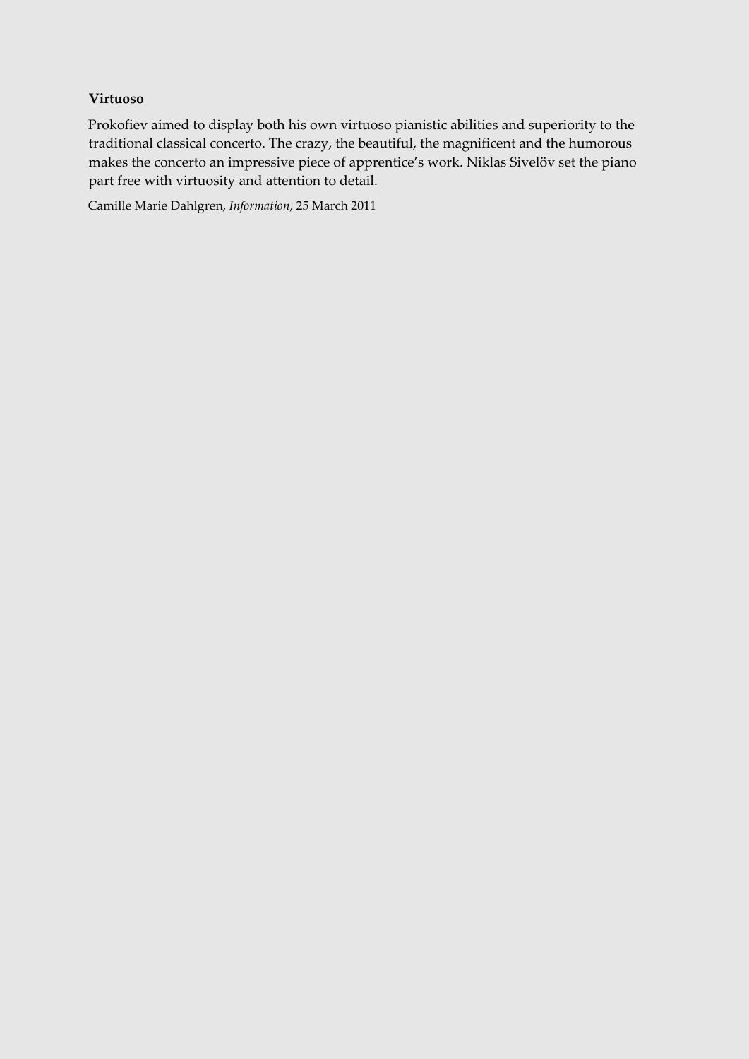**Virtuoso**

Prokofiev aimed to display both his own virtuoso pianistic abilities and superiority to the traditional classical concerto. The crazy, the beautiful, the magnificent and the humorous makes the concerto an impressive piece of apprentice's work. Niklas Sivelöv set the piano part free with virtuosity and attention to detail.

Camille Marie Dahlgren, *Information*, 25 March 2011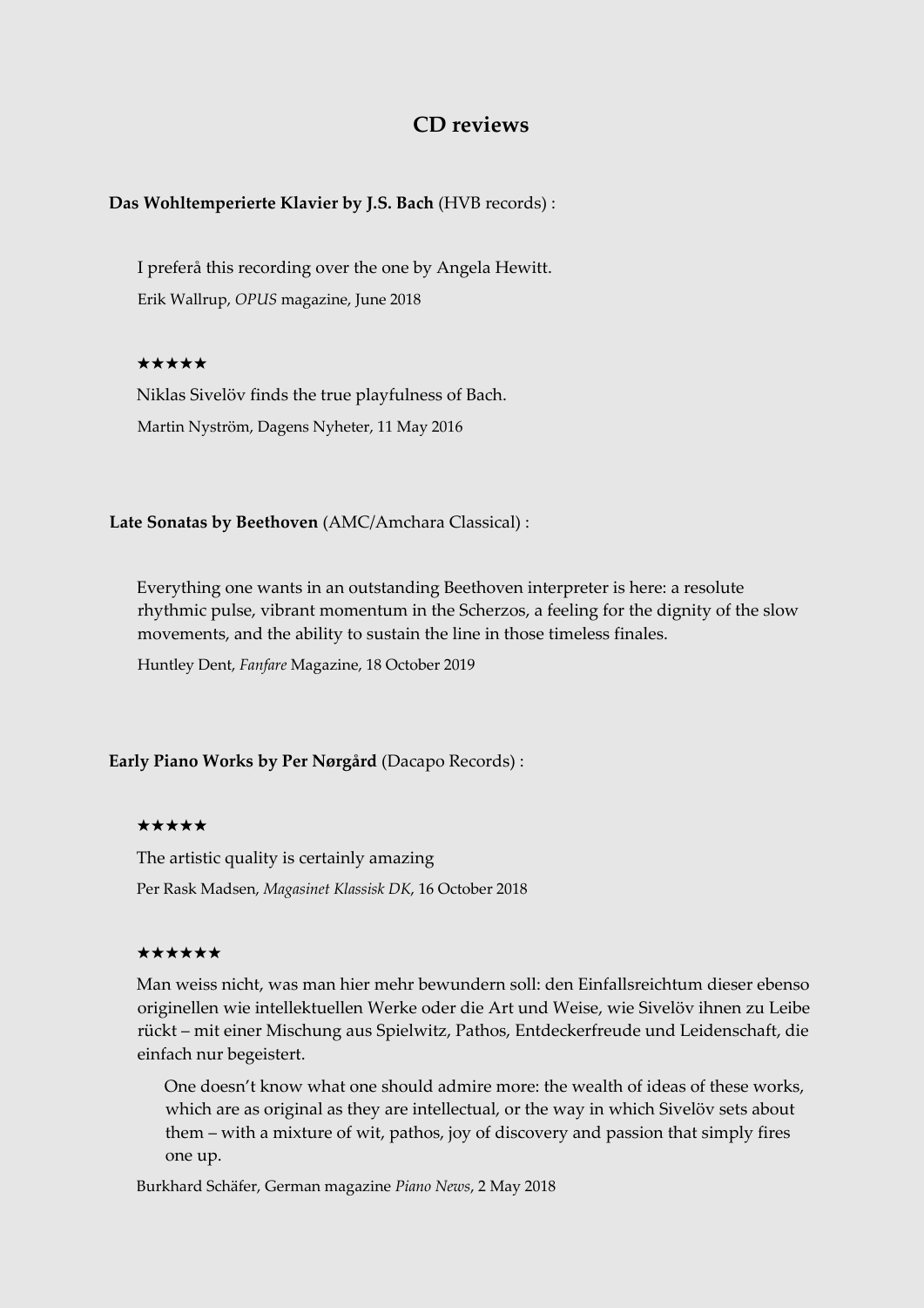## CD reviews

**Das Wohltemperierte Klavier by J.S. Bach** (HVB records) :

I preferå this recording over the one by Angela Hewitt.

Erik Wallrup, *OPUS* magazine, June 2018

★★★★★

Niklas Sivelöv finds the true playfulness of Bach.

Martin Nyström, Dagens Nyheter, 11 May 2016

**Late Sonatas by Beethoven** (AMC/Amchara Classical) :

Everything one wants in an outstanding Beethoven interpreter is here: a resolute rhythmic pulse, vibrant momentum in the Scherzos, a feeling for the dignity of the slow movements, and the ability to sustain the line in those timeless finales.

Huntley Dent, *Fanfare* Magazine, 18 October 2019

**Early Piano Works by Per Nørgård** (Dacapo Records) :

★★★★★

The artistic quality is certainly amazing

Per Rask Madsen, *Magasinet Klassisk DK*, 16 October 2018

★★★★★★

Man weiss nicht, was man hier mehr bewundern soll: den Einfallsreichtum dieser ebenso originellen wie intellektuellen Werke oder die Art und Weise, wie Sivelöv ihnen zu Leibe rückt – mit einer Mischung aus Spielwitz, Pathos, Entdeckerfreude und Leidenschaft, die einfach nur begeistert.

> One doesn't know what one should admire more: the wealth of ideas of these works, which are as original as they are intellectual, or the way in which Sivelöv sets about them – with a mixture of wit, pathos, joy of discovery and passion that simply fires one up.

Burkhard Schäfer, German magazine *Piano News*, 2 May 2018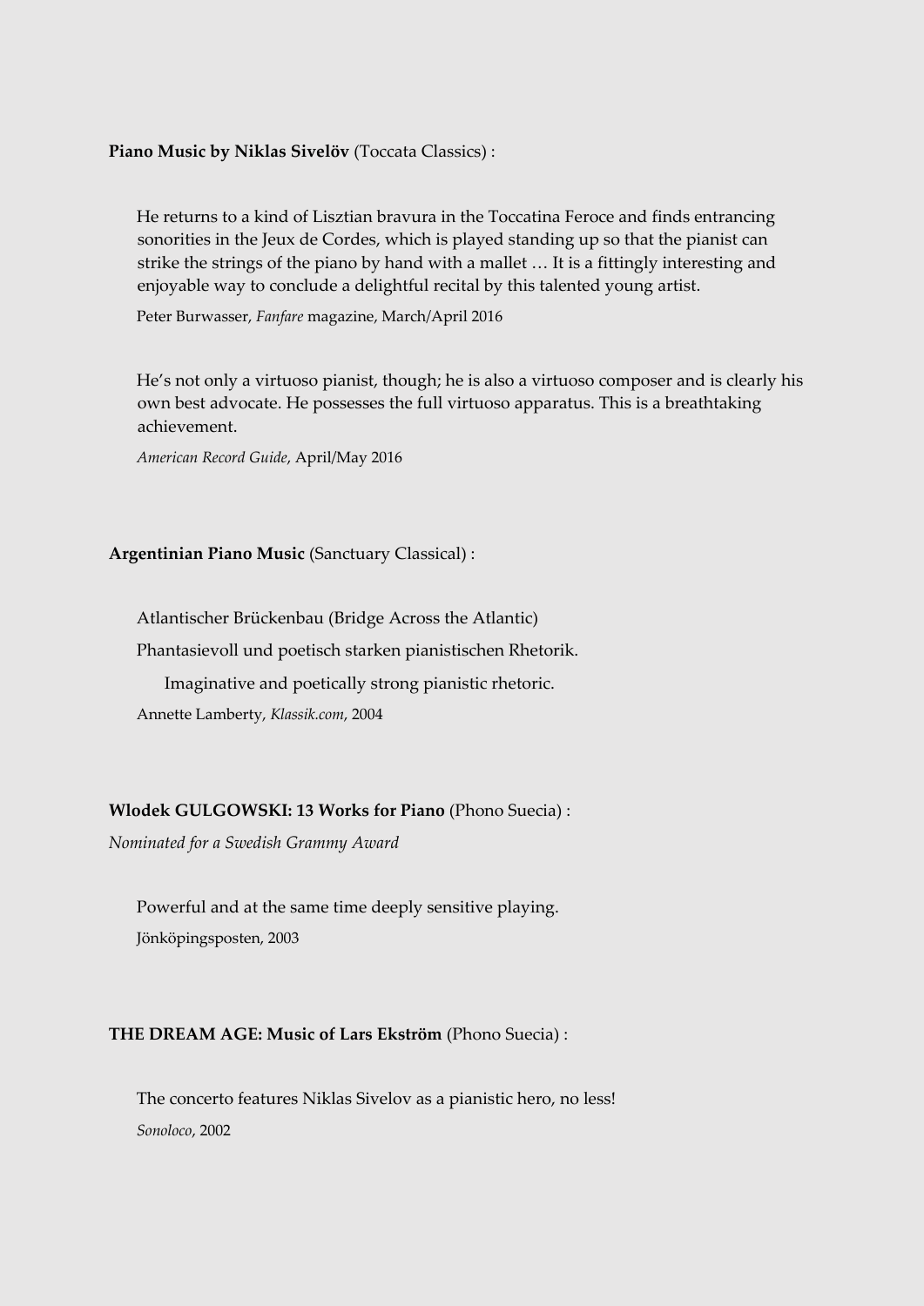**Piano Music by Niklas Sivelöv** (Toccata Classics) :

> He returns to a kind of Lisztian bravura in the Toccatina Feroce and finds entrancing sonorities in the Jeux de Cordes, which is played standing up so that the pianist can strike the strings of the piano by hand with a mallet … It is a fittingly interesting and enjoyable way to conclude a delightful recital by this talented young artist.
>
> Peter Burwasser, *Fanfare* magazine, March/April 2016

> He's not only a virtuoso pianist, though; he is also a virtuoso composer and is clearly his own best advocate. He possesses the full virtuoso apparatus. This is a breathtaking achievement.
>
> *American Record Guide*, April/May 2016

**Argentinian Piano Music** (Sanctuary Classical) :

> Atlantischer Brückenbau (Bridge Across the Atlantic)
>
> Phantasievoll und poetisch starken pianistischen Rhetorik.
>
> Imaginative and poetically strong pianistic rhetoric.
>
> Annette Lamberty, *Klassik.com*, 2004

**Wlodek GULGOWSKI: 13 Works for Piano** (Phono Suecia) :

*Nominated for a Swedish Grammy Award*

> Powerful and at the same time deeply sensitive playing.
>
> Jönköpingsposten, 2003

**THE DREAM AGE: Music of Lars Ekström** (Phono Suecia) :

> The concerto features Niklas Sivelov as a pianistic hero, no less!
>
> *Sonoloco*, 2002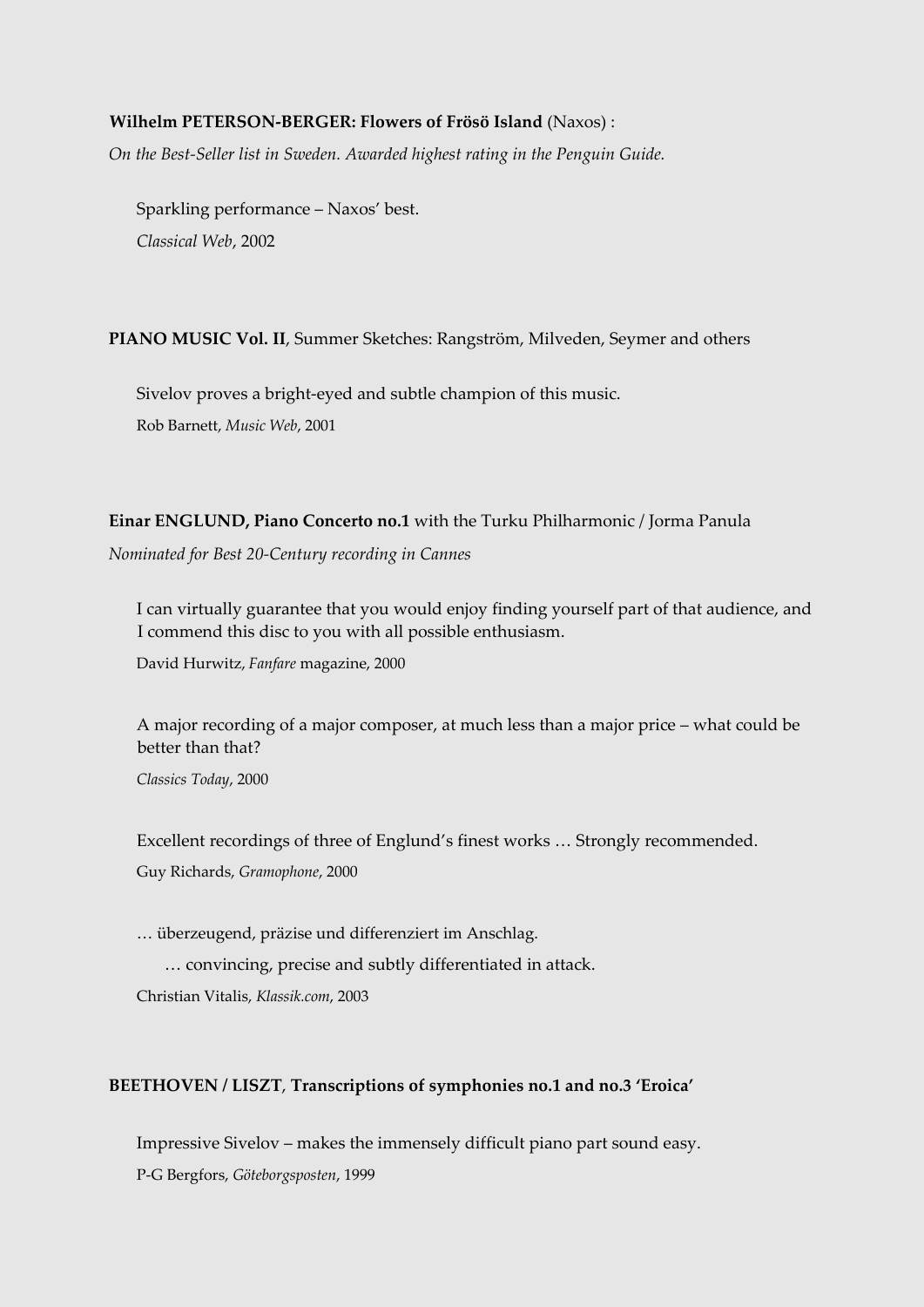**Wilhelm PETERSON-BERGER: Flowers of Frösö Island** (Naxos) :

*On the Best-Seller list in Sweden. Awarded highest rating in the Penguin Guide.*

> Sparkling performance – Naxos' best.
>
> *Classical Web*, 2002

**PIANO MUSIC Vol. II**, Summer Sketches: Rangström, Milveden, Seymer and others

> Sivelov proves a bright-eyed and subtle champion of this music.
>
> Rob Barnett, *Music Web*, 2001

**Einar ENGLUND, Piano Concerto no.1** with the Turku Philharmonic / Jorma Panula

*Nominated for Best 20-Century recording in Cannes*

> I can virtually guarantee that you would enjoy finding yourself part of that audience, and I commend this disc to you with all possible enthusiasm.
>
> David Hurwitz, *Fanfare* magazine, 2000

> A major recording of a major composer, at much less than a major price – what could be better than that?
>
> *Classics Today*, 2000

> Excellent recordings of three of Englund's finest works … Strongly recommended.
>
> Guy Richards, *Gramophone*, 2000

> … überzeugend, präzise und differenziert im Anschlag.
>
> … convincing, precise and subtly differentiated in attack.
>
> Christian Vitalis, *Klassik.com*, 2003

**BEETHOVEN / LISZT**, **Transcriptions of symphonies no.1 and no.3 'Eroica'**

> Impressive Sivelov – makes the immensely difficult piano part sound easy.
>
> P-G Bergfors, *Göteborgsposten*, 1999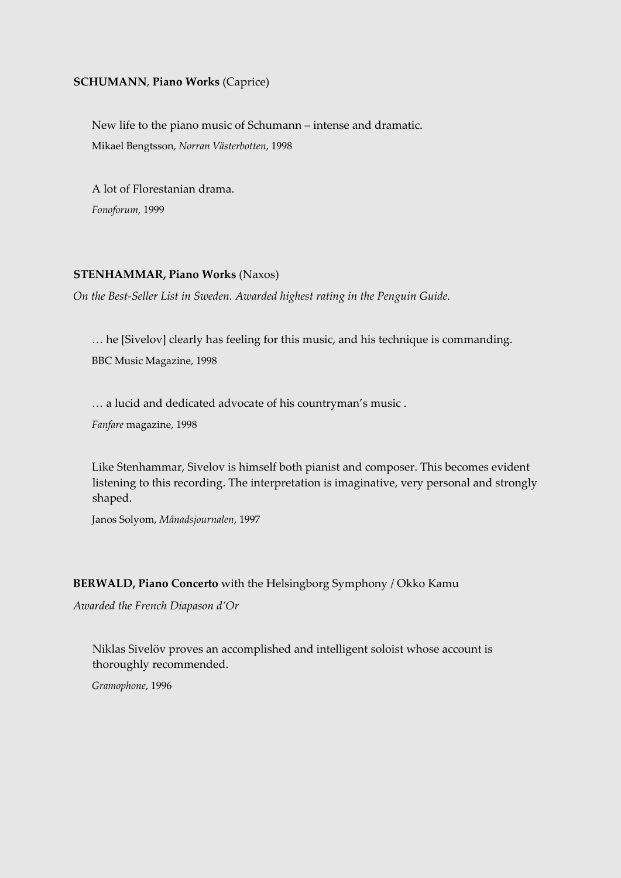**SCHUMANN**, **Piano Works** (Caprice)

New life to the piano music of Schumann – intense and dramatic.
Mikael Bengtsson, *Norran Västerbotten*, 1998

A lot of Florestanian drama.
*Fonoforum*, 1999

**STENHAMMAR, Piano Works** (Naxos)

*On the Best-Seller List in Sweden. Awarded highest rating in the Penguin Guide.*

… he [Sivelov] clearly has feeling for this music, and his technique is commanding.
BBC Music Magazine, 1998

… a lucid and dedicated advocate of his countryman's music .
*Fanfare* magazine, 1998

Like Stenhammar, Sivelov is himself both pianist and composer. This becomes evident listening to this recording. The interpretation is imaginative, very personal and strongly shaped.
Janos Solyom, *Månadsjournalen*, 1997

**BERWALD, Piano Concerto** with the Helsingborg Symphony / Okko Kamu

*Awarded the French Diapason d'Or*

Niklas Sivelöv proves an accomplished and intelligent soloist whose account is thoroughly recommended.
*Gramophone*, 1996